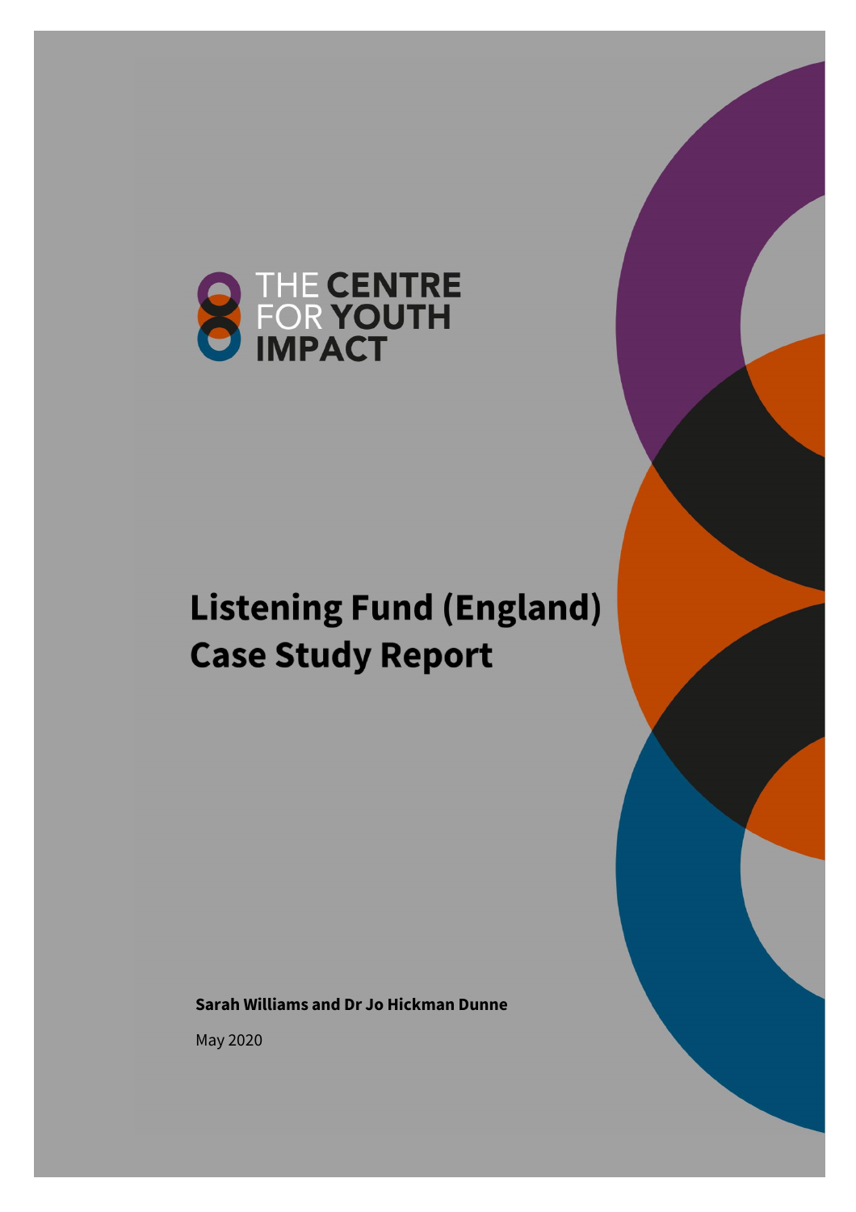THE CENTRE FOR YOUTH IMPACT

# Listening Fund (England) Case Study Report

**Sarah Williams and Dr Jo Hickman Dunne**

May 2020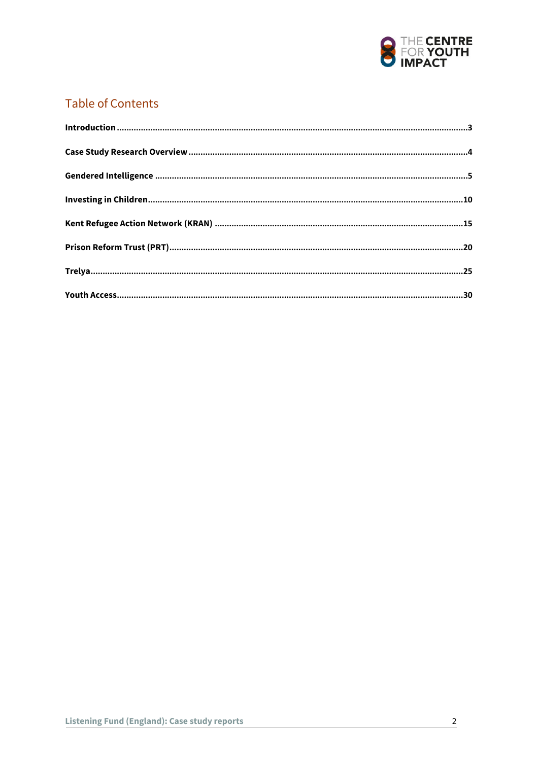## Table of Contents

**Introduction** ........ 3

**Case Study Research Overview** ........ 4

**Gendered Intelligence** ........ 5

**Investing in Children** ........ 10

**Kent Refugee Action Network (KRAN)** ........ 15

**Prison Reform Trust (PRT)** ........ 20

**Trelya** ........ 25

**Youth Access** ........ 30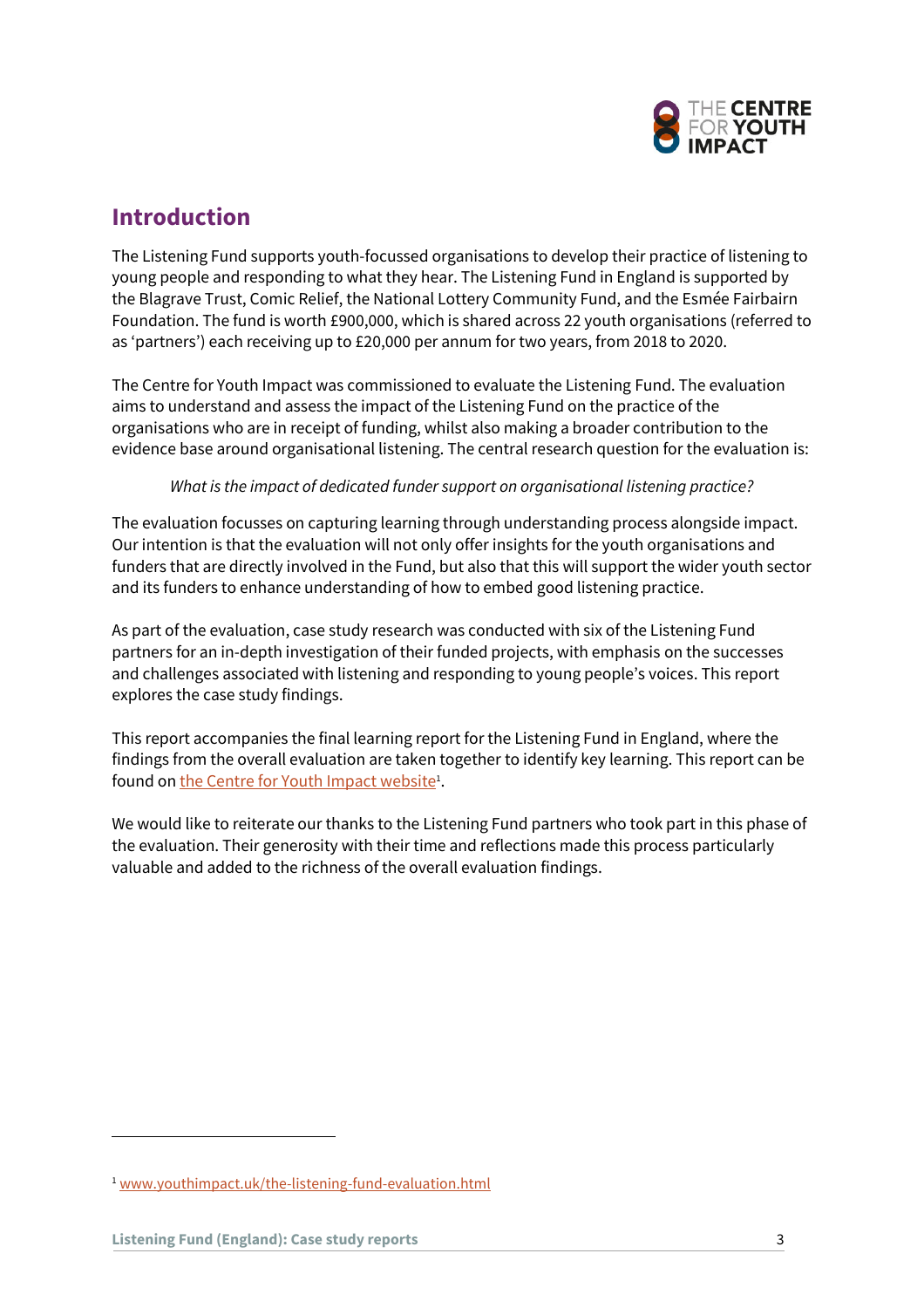## Introduction

The Listening Fund supports youth-focussed organisations to develop their practice of listening to young people and responding to what they hear. The Listening Fund in England is supported by the Blagrave Trust, Comic Relief, the National Lottery Community Fund, and the Esmée Fairbairn Foundation. The fund is worth £900,000, which is shared across 22 youth organisations (referred to as 'partners') each receiving up to £20,000 per annum for two years, from 2018 to 2020.

The Centre for Youth Impact was commissioned to evaluate the Listening Fund. The evaluation aims to understand and assess the impact of the Listening Fund on the practice of the organisations who are in receipt of funding, whilst also making a broader contribution to the evidence base around organisational listening. The central research question for the evaluation is:

*What is the impact of dedicated funder support on organisational listening practice?*

The evaluation focusses on capturing learning through understanding process alongside impact. Our intention is that the evaluation will not only offer insights for the youth organisations and funders that are directly involved in the Fund, but also that this will support the wider youth sector and its funders to enhance understanding of how to embed good listening practice.

As part of the evaluation, case study research was conducted with six of the Listening Fund partners for an in-depth investigation of their funded projects, with emphasis on the successes and challenges associated with listening and responding to young people's voices. This report explores the case study findings.

This report accompanies the final learning report for the Listening Fund in England, where the findings from the overall evaluation are taken together to identify key learning. This report can be found on the Centre for Youth Impact website[1].

We would like to reiterate our thanks to the Listening Fund partners who took part in this phase of the evaluation. Their generosity with their time and reflections made this process particularly valuable and added to the richness of the overall evaluation findings.

---

[1] www.youthimpact.uk/the-listening-fund-evaluation.html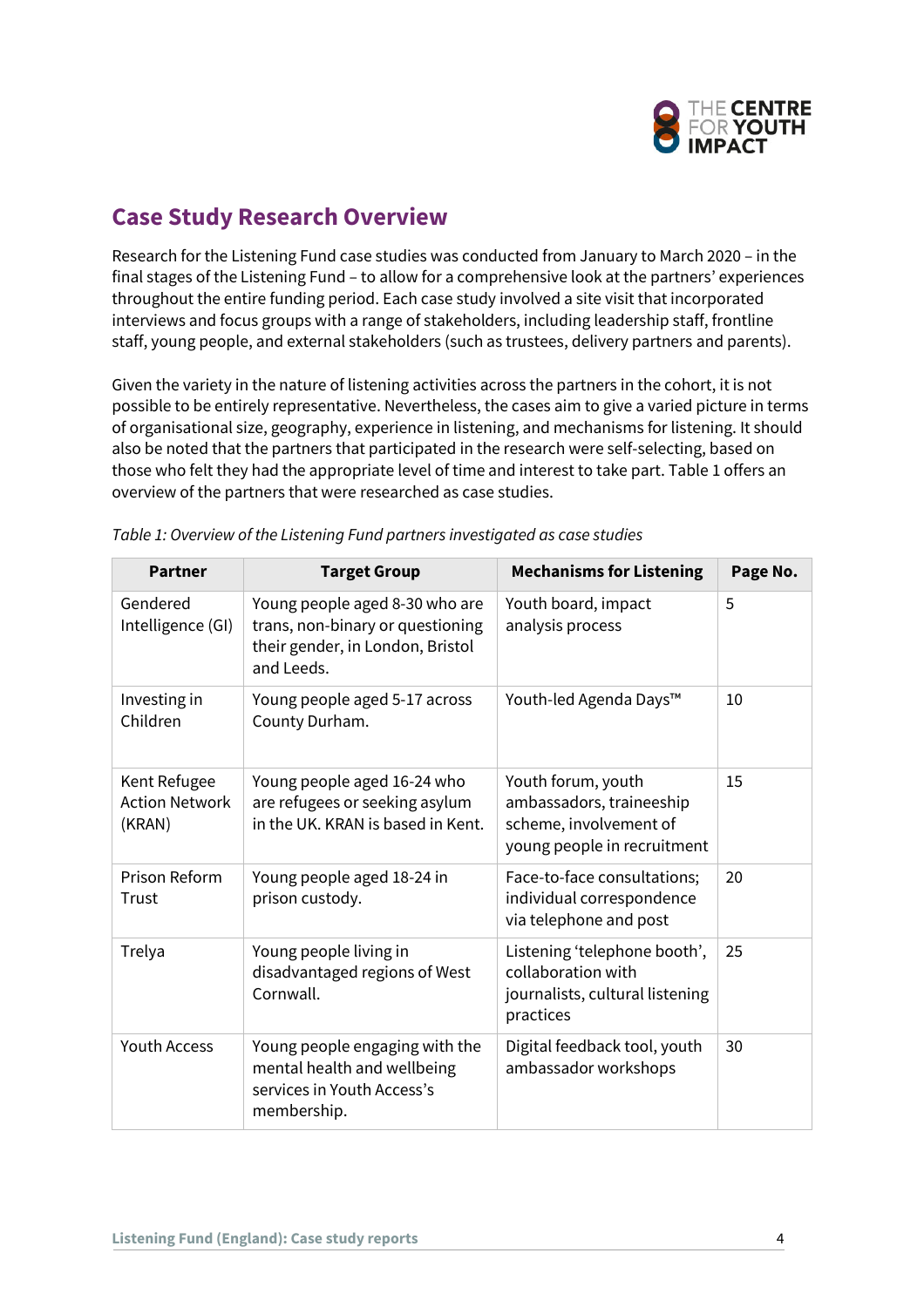## Case Study Research Overview

Research for the Listening Fund case studies was conducted from January to March 2020 – in the final stages of the Listening Fund – to allow for a comprehensive look at the partners' experiences throughout the entire funding period. Each case study involved a site visit that incorporated interviews and focus groups with a range of stakeholders, including leadership staff, frontline staff, young people, and external stakeholders (such as trustees, delivery partners and parents).

Given the variety in the nature of listening activities across the partners in the cohort, it is not possible to be entirely representative. Nevertheless, the cases aim to give a varied picture in terms of organisational size, geography, experience in listening, and mechanisms for listening. It should also be noted that the partners that participated in the research were self-selecting, based on those who felt they had the appropriate level of time and interest to take part. Table 1 offers an overview of the partners that were researched as case studies.

*Table 1: Overview of the Listening Fund partners investigated as case studies*

| Partner | Target Group | Mechanisms for Listening | Page No. |
| --- | --- | --- | --- |
| Gendered Intelligence (GI) | Young people aged 8-30 who are trans, non-binary or questioning their gender, in London, Bristol and Leeds. | Youth board, impact analysis process | 5 |
| Investing in Children | Young people aged 5-17 across County Durham. | Youth-led Agenda Days™ | 10 |
| Kent Refugee Action Network (KRAN) | Young people aged 16-24 who are refugees or seeking asylum in the UK. KRAN is based in Kent. | Youth forum, youth ambassadors, traineeship scheme, involvement of young people in recruitment | 15 |
| Prison Reform Trust | Young people aged 18-24 in prison custody. | Face-to-face consultations; individual correspondence via telephone and post | 20 |
| Trelya | Young people living in disadvantaged regions of West Cornwall. | Listening 'telephone booth', collaboration with journalists, cultural listening practices | 25 |
| Youth Access | Young people engaging with the mental health and wellbeing services in Youth Access's membership. | Digital feedback tool, youth ambassador workshops | 30 |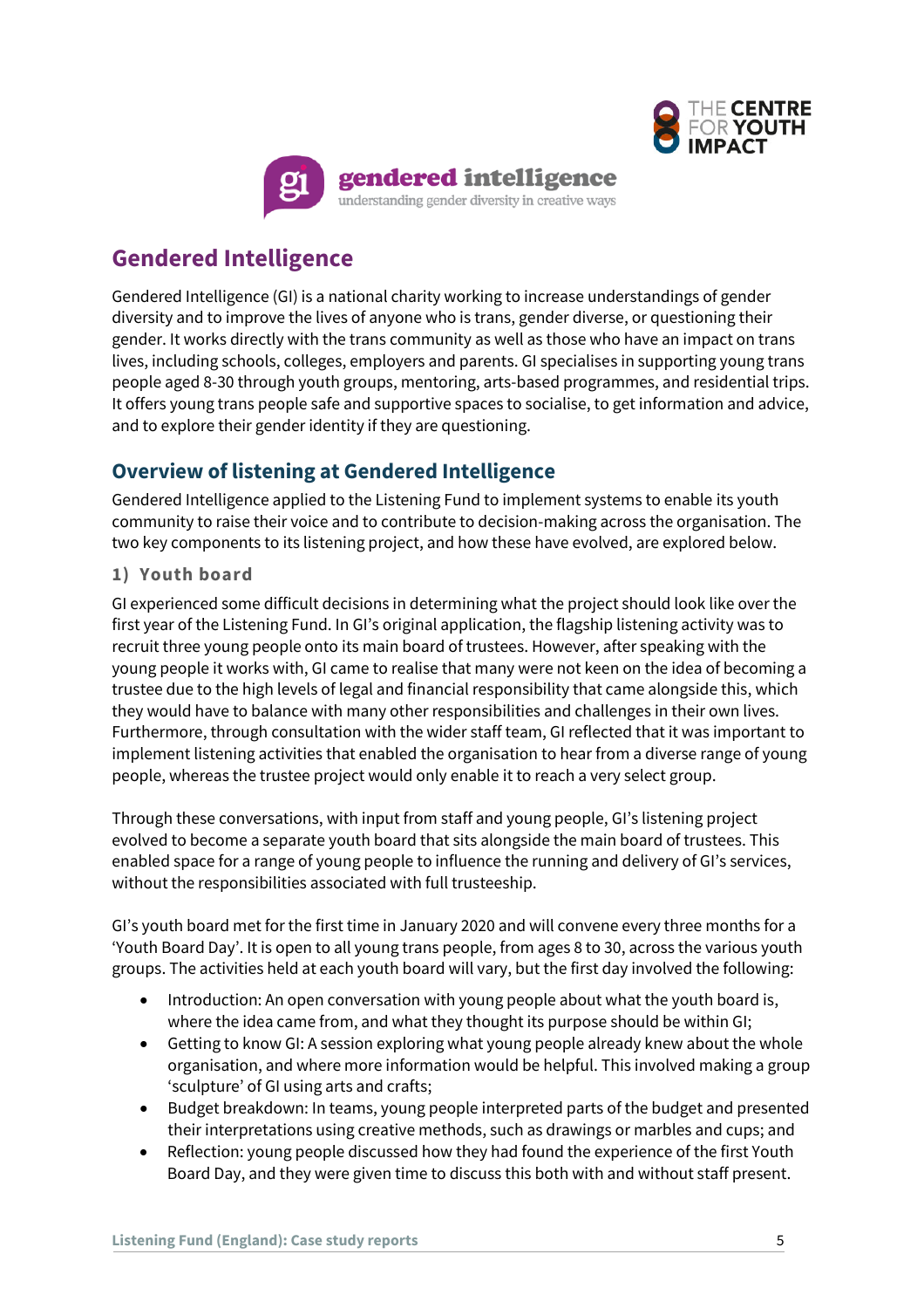## Gendered Intelligence

Gendered Intelligence (GI) is a national charity working to increase understandings of gender diversity and to improve the lives of anyone who is trans, gender diverse, or questioning their gender. It works directly with the trans community as well as those who have an impact on trans lives, including schools, colleges, employers and parents. GI specialises in supporting young trans people aged 8-30 through youth groups, mentoring, arts-based programmes, and residential trips. It offers young trans people safe and supportive spaces to socialise, to get information and advice, and to explore their gender identity if they are questioning.

### Overview of listening at Gendered Intelligence

Gendered Intelligence applied to the Listening Fund to implement systems to enable its youth community to raise their voice and to contribute to decision-making across the organisation. The two key components to its listening project, and how these have evolved, are explored below.

#### 1) Youth board

GI experienced some difficult decisions in determining what the project should look like over the first year of the Listening Fund. In GI's original application, the flagship listening activity was to recruit three young people onto its main board of trustees. However, after speaking with the young people it works with, GI came to realise that many were not keen on the idea of becoming a trustee due to the high levels of legal and financial responsibility that came alongside this, which they would have to balance with many other responsibilities and challenges in their own lives. Furthermore, through consultation with the wider staff team, GI reflected that it was important to implement listening activities that enabled the organisation to hear from a diverse range of young people, whereas the trustee project would only enable it to reach a very select group.

Through these conversations, with input from staff and young people, GI's listening project evolved to become a separate youth board that sits alongside the main board of trustees. This enabled space for a range of young people to influence the running and delivery of GI's services, without the responsibilities associated with full trusteeship.

GI's youth board met for the first time in January 2020 and will convene every three months for a 'Youth Board Day'. It is open to all young trans people, from ages 8 to 30, across the various youth groups. The activities held at each youth board will vary, but the first day involved the following:

- Introduction: An open conversation with young people about what the youth board is, where the idea came from, and what they thought its purpose should be within GI;
- Getting to know GI: A session exploring what young people already knew about the whole organisation, and where more information would be helpful. This involved making a group 'sculpture' of GI using arts and crafts;
- Budget breakdown: In teams, young people interpreted parts of the budget and presented their interpretations using creative methods, such as drawings or marbles and cups; and
- Reflection: young people discussed how they had found the experience of the first Youth Board Day, and they were given time to discuss this both with and without staff present.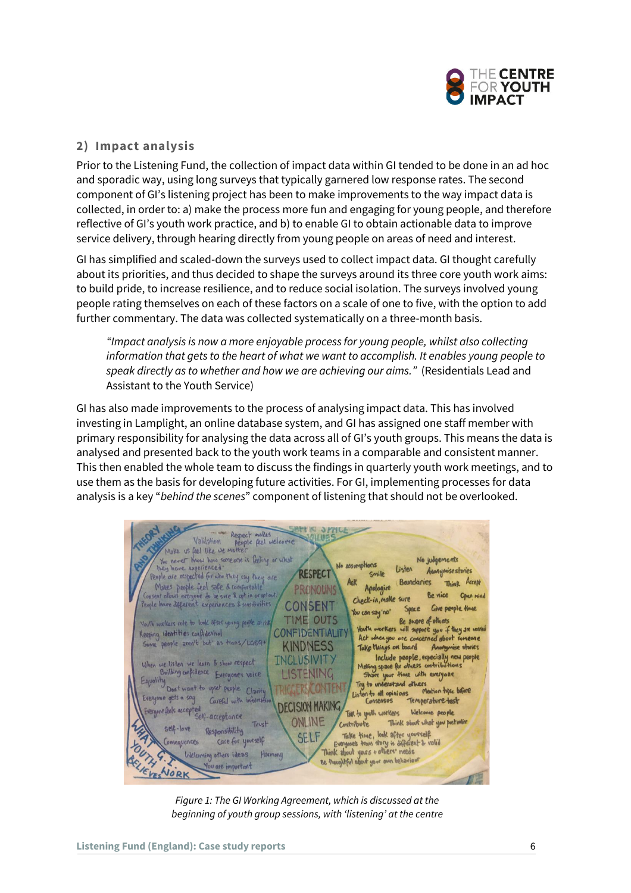## 2) Impact analysis

Prior to the Listening Fund, the collection of impact data within GI tended to be done in an ad hoc and sporadic way, using long surveys that typically garnered low response rates. The second component of GI's listening project has been to make improvements to the way impact data is collected, in order to: a) make the process more fun and engaging for young people, and therefore reflective of GI's youth work practice, and b) to enable GI to obtain actionable data to improve service delivery, through hearing directly from young people on areas of need and interest.

GI has simplified and scaled-down the surveys used to collect impact data. GI thought carefully about its priorities, and thus decided to shape the surveys around its three core youth work aims: to build pride, to increase resilience, and to reduce social isolation. The surveys involved young people rating themselves on each of these factors on a scale of one to five, with the option to add further commentary. The data was collected systematically on a three-month basis.

> *"Impact analysis is now a more enjoyable process for young people, whilst also collecting information that gets to the heart of what we want to accomplish. It enables young people to speak directly as to whether and how we are achieving our aims."* (Residentials Lead and Assistant to the Youth Service)

GI has also made improvements to the process of analysing impact data. This has involved investing in Lamplight, an online database system, and GI has assigned one staff member with primary responsibility for analysing the data across all of GI's youth groups. This means the data is analysed and presented back to the youth work teams in a comparable and consistent manner. This then enabled the whole team to discuss the findings in quarterly youth work meetings, and to use them as the basis for developing future activities. For GI, implementing processes for data analysis is a key "*behind the scenes*" component of listening that should not be overlooked.

*Figure 1: The GI Working Agreement, which is discussed at the beginning of youth group sessions, with 'listening' at the centre*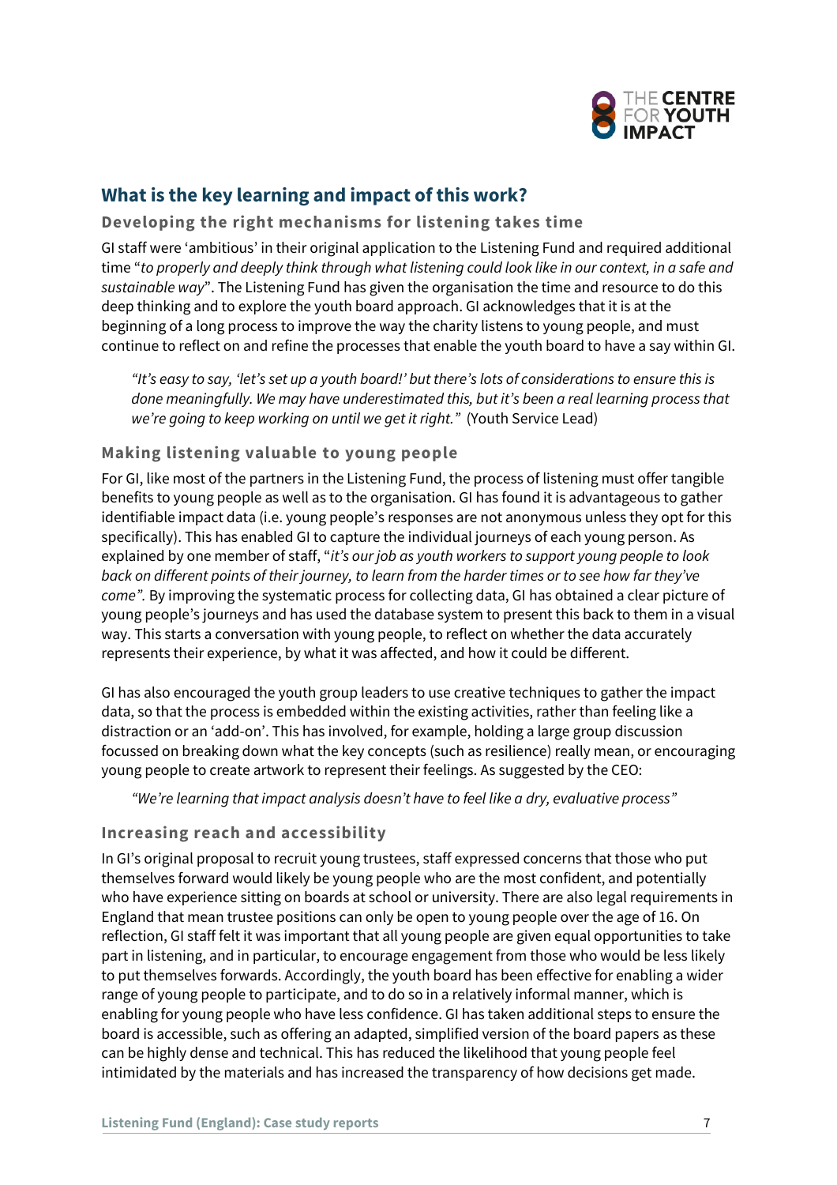## What is the key learning and impact of this work?

### Developing the right mechanisms for listening takes time

GI staff were 'ambitious' in their original application to the Listening Fund and required additional time "*to properly and deeply think through what listening could look like in our context, in a safe and sustainable way*". The Listening Fund has given the organisation the time and resource to do this deep thinking and to explore the youth board approach. GI acknowledges that it is at the beginning of a long process to improve the way the charity listens to young people, and must continue to reflect on and refine the processes that enable the youth board to have a say within GI.

> *"It's easy to say, 'let's set up a youth board!' but there's lots of considerations to ensure this is done meaningfully. We may have underestimated this, but it's been a real learning process that we're going to keep working on until we get it right."* (Youth Service Lead)

### Making listening valuable to young people

For GI, like most of the partners in the Listening Fund, the process of listening must offer tangible benefits to young people as well as to the organisation. GI has found it is advantageous to gather identifiable impact data (i.e. young people's responses are not anonymous unless they opt for this specifically). This has enabled GI to capture the individual journeys of each young person. As explained by one member of staff, "*it's our job as youth workers to support young people to look back on different points of their journey, to learn from the harder times or to see how far they've come".* By improving the systematic process for collecting data, GI has obtained a clear picture of young people's journeys and has used the database system to present this back to them in a visual way. This starts a conversation with young people, to reflect on whether the data accurately represents their experience, by what it was affected, and how it could be different.

GI has also encouraged the youth group leaders to use creative techniques to gather the impact data, so that the process is embedded within the existing activities, rather than feeling like a distraction or an 'add-on'. This has involved, for example, holding a large group discussion focussed on breaking down what the key concepts (such as resilience) really mean, or encouraging young people to create artwork to represent their feelings. As suggested by the CEO:

> *"We're learning that impact analysis doesn't have to feel like a dry, evaluative process"*

### Increasing reach and accessibility

In GI's original proposal to recruit young trustees, staff expressed concerns that those who put themselves forward would likely be young people who are the most confident, and potentially who have experience sitting on boards at school or university. There are also legal requirements in England that mean trustee positions can only be open to young people over the age of 16. On reflection, GI staff felt it was important that all young people are given equal opportunities to take part in listening, and in particular, to encourage engagement from those who would be less likely to put themselves forwards. Accordingly, the youth board has been effective for enabling a wider range of young people to participate, and to do so in a relatively informal manner, which is enabling for young people who have less confidence. GI has taken additional steps to ensure the board is accessible, such as offering an adapted, simplified version of the board papers as these can be highly dense and technical. This has reduced the likelihood that young people feel intimidated by the materials and has increased the transparency of how decisions get made.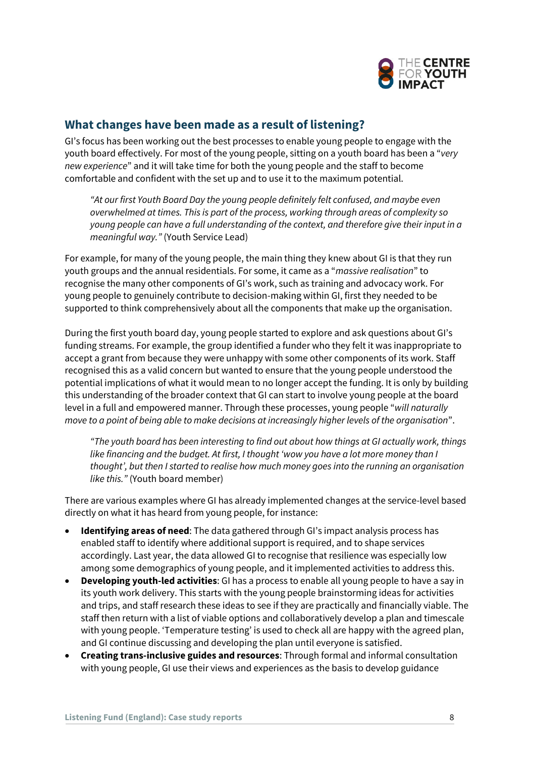## What changes have been made as a result of listening?

GI's focus has been working out the best processes to enable young people to engage with the youth board effectively. For most of the young people, sitting on a youth board has been a "*very new experience*" and it will take time for both the young people and the staff to become comfortable and confident with the set up and to use it to the maximum potential.

> *"At our first Youth Board Day the young people definitely felt confused, and maybe even overwhelmed at times. This is part of the process, working through areas of complexity so young people can have a full understanding of the context, and therefore give their input in a meaningful way."* (Youth Service Lead)

For example, for many of the young people, the main thing they knew about GI is that they run youth groups and the annual residentials. For some, it came as a "*massive realisation*" to recognise the many other components of GI's work, such as training and advocacy work. For young people to genuinely contribute to decision-making within GI, first they needed to be supported to think comprehensively about all the components that make up the organisation.

During the first youth board day, young people started to explore and ask questions about GI's funding streams. For example, the group identified a funder who they felt it was inappropriate to accept a grant from because they were unhappy with some other components of its work. Staff recognised this as a valid concern but wanted to ensure that the young people understood the potential implications of what it would mean to no longer accept the funding. It is only by building this understanding of the broader context that GI can start to involve young people at the board level in a full and empowered manner. Through these processes, young people "*will naturally move to a point of being able to make decisions at increasingly higher levels of the organisation*".

> *"The youth board has been interesting to find out about how things at GI actually work, things like financing and the budget. At first, I thought 'wow you have a lot more money than I thought', but then I started to realise how much money goes into the running an organisation like this."* (Youth board member)

There are various examples where GI has already implemented changes at the service-level based directly on what it has heard from young people, for instance:

- **Identifying areas of need**: The data gathered through GI's impact analysis process has enabled staff to identify where additional support is required, and to shape services accordingly. Last year, the data allowed GI to recognise that resilience was especially low among some demographics of young people, and it implemented activities to address this.
- **Developing youth-led activities**: GI has a process to enable all young people to have a say in its youth work delivery. This starts with the young people brainstorming ideas for activities and trips, and staff research these ideas to see if they are practically and financially viable. The staff then return with a list of viable options and collaboratively develop a plan and timescale with young people. 'Temperature testing' is used to check all are happy with the agreed plan, and GI continue discussing and developing the plan until everyone is satisfied.
- **Creating trans-inclusive guides and resources**: Through formal and informal consultation with young people, GI use their views and experiences as the basis to develop guidance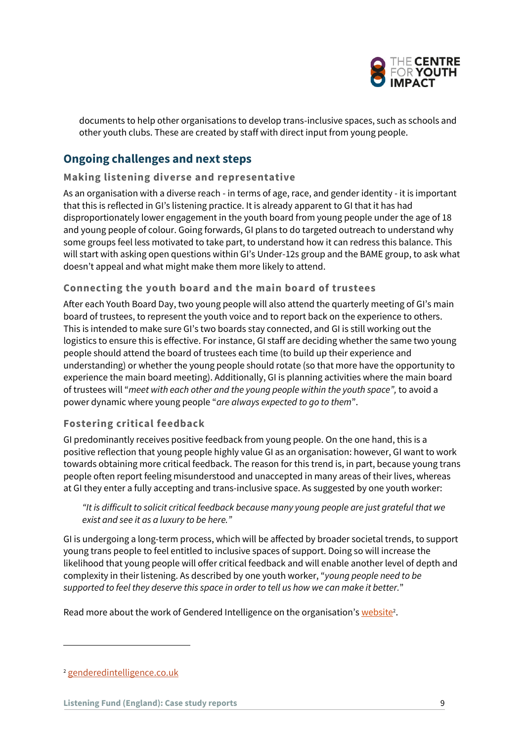documents to help other organisations to develop trans-inclusive spaces, such as schools and other youth clubs. These are created by staff with direct input from young people.

## Ongoing challenges and next steps

### Making listening diverse and representative

As an organisation with a diverse reach - in terms of age, race, and gender identity - it is important that this is reflected in GI's listening practice. It is already apparent to GI that it has had disproportionately lower engagement in the youth board from young people under the age of 18 and young people of colour. Going forwards, GI plans to do targeted outreach to understand why some groups feel less motivated to take part, to understand how it can redress this balance. This will start with asking open questions within GI's Under-12s group and the BAME group, to ask what doesn't appeal and what might make them more likely to attend.

### Connecting the youth board and the main board of trustees

After each Youth Board Day, two young people will also attend the quarterly meeting of GI's main board of trustees, to represent the youth voice and to report back on the experience to others. This is intended to make sure GI's two boards stay connected, and GI is still working out the logistics to ensure this is effective. For instance, GI staff are deciding whether the same two young people should attend the board of trustees each time (to build up their experience and understanding) or whether the young people should rotate (so that more have the opportunity to experience the main board meeting). Additionally, GI is planning activities where the main board of trustees will "*meet with each other and the young people within the youth space",* to avoid a power dynamic where young people "*are always expected to go to them*".

### Fostering critical feedback

GI predominantly receives positive feedback from young people. On the one hand, this is a positive reflection that young people highly value GI as an organisation: however, GI want to work towards obtaining more critical feedback. The reason for this trend is, in part, because young trans people often report feeling misunderstood and unaccepted in many areas of their lives, whereas at GI they enter a fully accepting and trans-inclusive space. As suggested by one youth worker:

> *"It is difficult to solicit critical feedback because many young people are just grateful that we exist and see it as a luxury to be here."*

GI is undergoing a long-term process, which will be affected by broader societal trends, to support young trans people to feel entitled to inclusive spaces of support. Doing so will increase the likelihood that young people will offer critical feedback and will enable another level of depth and complexity in their listening. As described by one youth worker, "*young people need to be supported to feel they deserve this space in order to tell us how we can make it better.*"

Read more about the work of Gendered Intelligence on the organisation's website[2].

[2] genderedintelligence.co.uk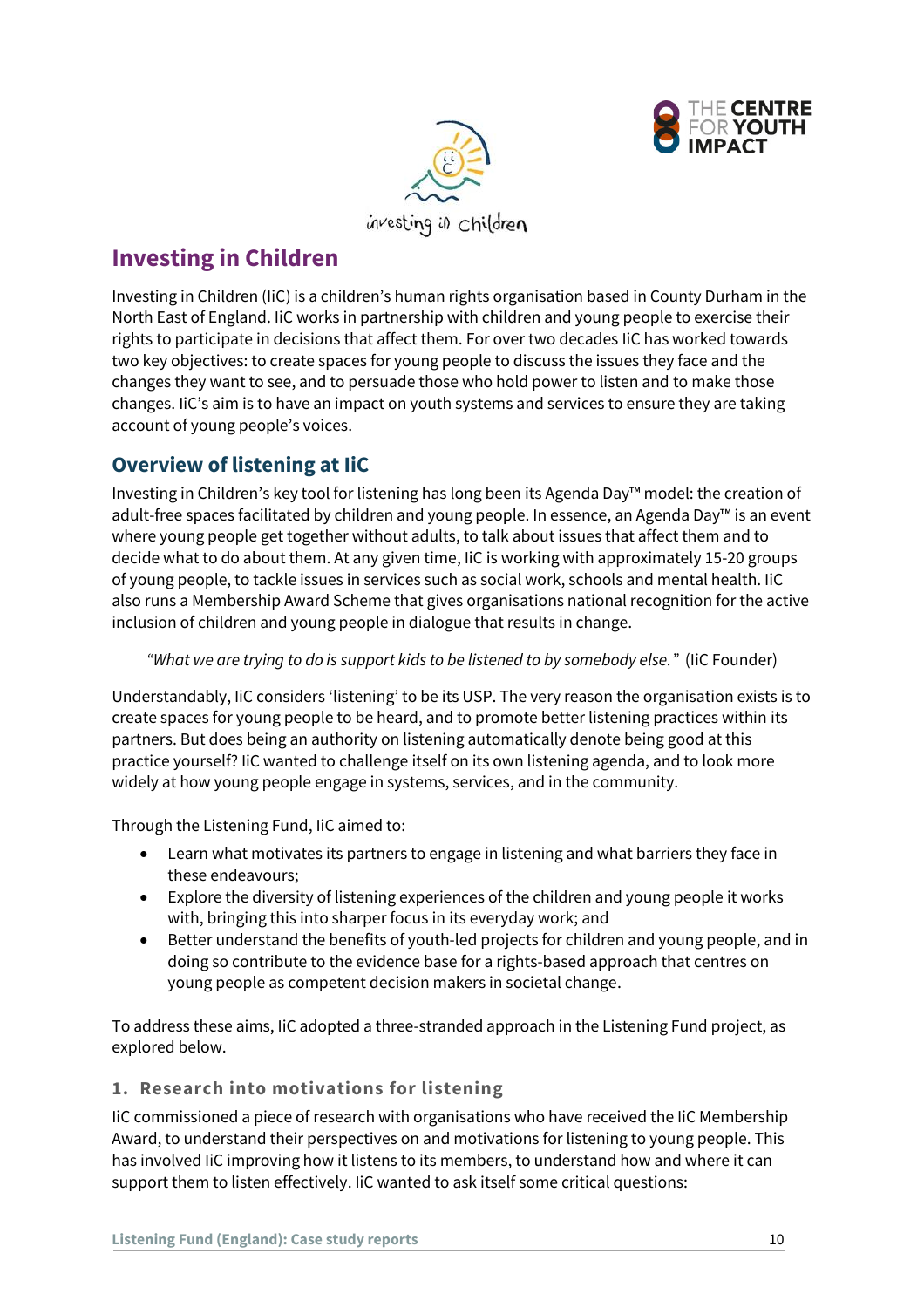# Investing in Children

Investing in Children (IiC) is a children's human rights organisation based in County Durham in the North East of England. IiC works in partnership with children and young people to exercise their rights to participate in decisions that affect them. For over two decades IiC has worked towards two key objectives: to create spaces for young people to discuss the issues they face and the changes they want to see, and to persuade those who hold power to listen and to make those changes. IiC's aim is to have an impact on youth systems and services to ensure they are taking account of young people's voices.

## Overview of listening at IiC

Investing in Children's key tool for listening has long been its Agenda Day™ model: the creation of adult-free spaces facilitated by children and young people. In essence, an Agenda Day™ is an event where young people get together without adults, to talk about issues that affect them and to decide what to do about them. At any given time, IiC is working with approximately 15-20 groups of young people, to tackle issues in services such as social work, schools and mental health. IiC also runs a Membership Award Scheme that gives organisations national recognition for the active inclusion of children and young people in dialogue that results in change.

> *"What we are trying to do is support kids to be listened to by somebody else."* (IiC Founder)

Understandably, IiC considers 'listening' to be its USP. The very reason the organisation exists is to create spaces for young people to be heard, and to promote better listening practices within its partners. But does being an authority on listening automatically denote being good at this practice yourself? IiC wanted to challenge itself on its own listening agenda, and to look more widely at how young people engage in systems, services, and in the community.

Through the Listening Fund, IiC aimed to:

- Learn what motivates its partners to engage in listening and what barriers they face in these endeavours;
- Explore the diversity of listening experiences of the children and young people it works with, bringing this into sharper focus in its everyday work; and
- Better understand the benefits of youth-led projects for children and young people, and in doing so contribute to the evidence base for a rights-based approach that centres on young people as competent decision makers in societal change.

To address these aims, IiC adopted a three-stranded approach in the Listening Fund project, as explored below.

### 1. Research into motivations for listening

IiC commissioned a piece of research with organisations who have received the IiC Membership Award, to understand their perspectives on and motivations for listening to young people. This has involved IiC improving how it listens to its members, to understand how and where it can support them to listen effectively. IiC wanted to ask itself some critical questions: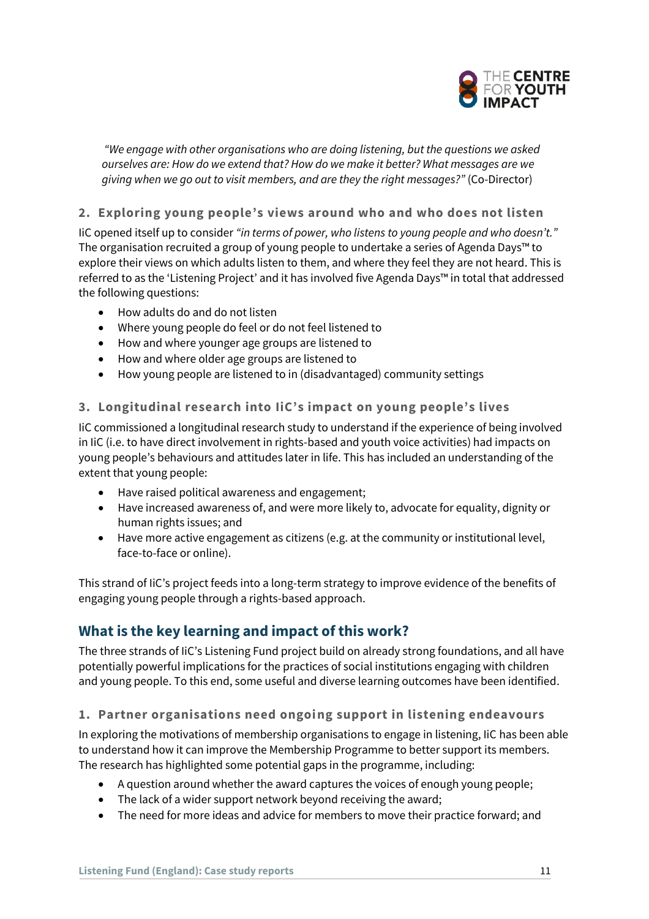*"We engage with other organisations who are doing listening, but the questions we asked ourselves are: How do we extend that? How do we make it better? What messages are we giving when we go out to visit members, and are they the right messages?"* (Co-Director)

### 2. Exploring young people's views around who and who does not listen

IiC opened itself up to consider *"in terms of power, who listens to young people and who doesn't."* The organisation recruited a group of young people to undertake a series of Agenda Days™ to explore their views on which adults listen to them, and where they feel they are not heard. This is referred to as the 'Listening Project' and it has involved five Agenda Days™ in total that addressed the following questions:

- How adults do and do not listen
- Where young people do feel or do not feel listened to
- How and where younger age groups are listened to
- How and where older age groups are listened to
- How young people are listened to in (disadvantaged) community settings

### 3. Longitudinal research into IiC's impact on young people's lives

IiC commissioned a longitudinal research study to understand if the experience of being involved in IiC (i.e. to have direct involvement in rights-based and youth voice activities) had impacts on young people's behaviours and attitudes later in life. This has included an understanding of the extent that young people:

- Have raised political awareness and engagement;
- Have increased awareness of, and were more likely to, advocate for equality, dignity or human rights issues; and
- Have more active engagement as citizens (e.g. at the community or institutional level, face-to-face or online).

This strand of IiC's project feeds into a long-term strategy to improve evidence of the benefits of engaging young people through a rights-based approach.

## What is the key learning and impact of this work?

The three strands of IiC's Listening Fund project build on already strong foundations, and all have potentially powerful implications for the practices of social institutions engaging with children and young people. To this end, some useful and diverse learning outcomes have been identified.

### 1. Partner organisations need ongoing support in listening endeavours

In exploring the motivations of membership organisations to engage in listening, IiC has been able to understand how it can improve the Membership Programme to better support its members. The research has highlighted some potential gaps in the programme, including:

- A question around whether the award captures the voices of enough young people;
- The lack of a wider support network beyond receiving the award;
- The need for more ideas and advice for members to move their practice forward; and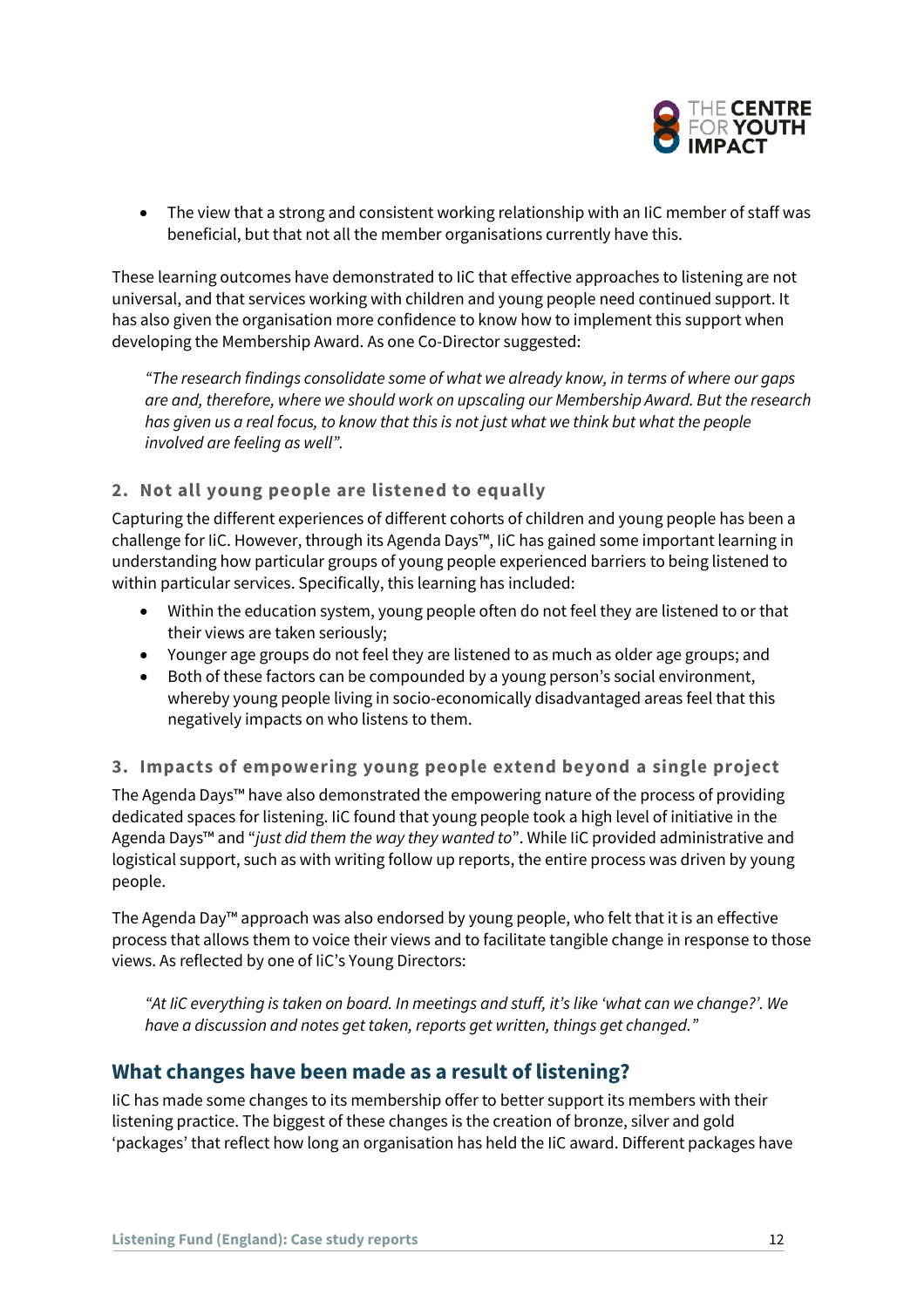- The view that a strong and consistent working relationship with an IiC member of staff was beneficial, but that not all the member organisations currently have this.

These learning outcomes have demonstrated to IiC that effective approaches to listening are not universal, and that services working with children and young people need continued support. It has also given the organisation more confidence to know how to implement this support when developing the Membership Award. As one Co-Director suggested:

> *"The research findings consolidate some of what we already know, in terms of where our gaps are and, therefore, where we should work on upscaling our Membership Award. But the research has given us a real focus, to know that this is not just what we think but what the people involved are feeling as well".*

### 2. Not all young people are listened to equally

Capturing the different experiences of different cohorts of children and young people has been a challenge for IiC. However, through its Agenda Days™, IiC has gained some important learning in understanding how particular groups of young people experienced barriers to being listened to within particular services. Specifically, this learning has included:

- Within the education system, young people often do not feel they are listened to or that their views are taken seriously;
- Younger age groups do not feel they are listened to as much as older age groups; and
- Both of these factors can be compounded by a young person's social environment, whereby young people living in socio-economically disadvantaged areas feel that this negatively impacts on who listens to them.

### 3. Impacts of empowering young people extend beyond a single project

The Agenda Days™ have also demonstrated the empowering nature of the process of providing dedicated spaces for listening. IiC found that young people took a high level of initiative in the Agenda Days™ and "*just did them the way they wanted to*". While IiC provided administrative and logistical support, such as with writing follow up reports, the entire process was driven by young people.

The Agenda Day™ approach was also endorsed by young people, who felt that it is an effective process that allows them to voice their views and to facilitate tangible change in response to those views. As reflected by one of IiC's Young Directors:

> *"At IiC everything is taken on board. In meetings and stuff, it's like 'what can we change?'. We have a discussion and notes get taken, reports get written, things get changed."*

## What changes have been made as a result of listening?

IiC has made some changes to its membership offer to better support its members with their listening practice. The biggest of these changes is the creation of bronze, silver and gold 'packages' that reflect how long an organisation has held the IiC award. Different packages have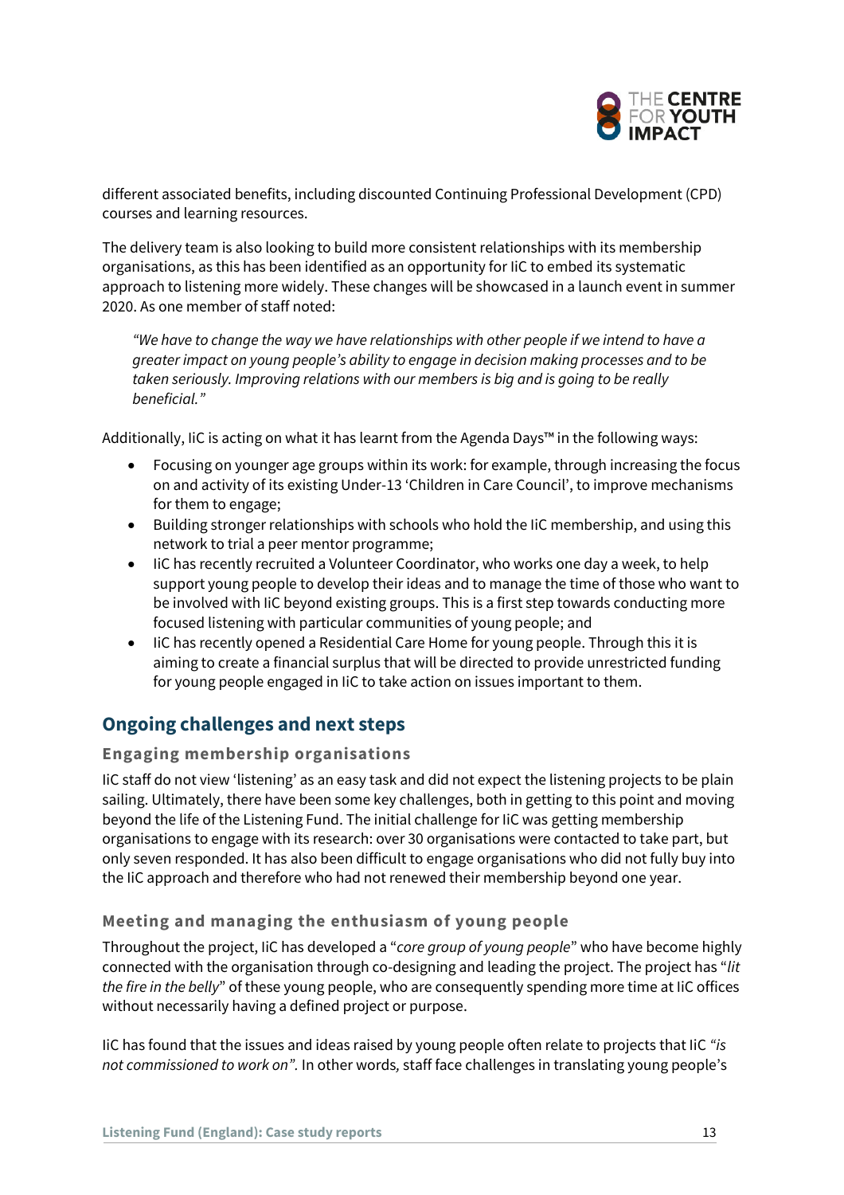different associated benefits, including discounted Continuing Professional Development (CPD) courses and learning resources.

The delivery team is also looking to build more consistent relationships with its membership organisations, as this has been identified as an opportunity for IiC to embed its systematic approach to listening more widely. These changes will be showcased in a launch event in summer 2020. As one member of staff noted:

> *"We have to change the way we have relationships with other people if we intend to have a greater impact on young people's ability to engage in decision making processes and to be taken seriously. Improving relations with our members is big and is going to be really beneficial."*

Additionally, IiC is acting on what it has learnt from the Agenda Days™ in the following ways:

- Focusing on younger age groups within its work: for example, through increasing the focus on and activity of its existing Under-13 'Children in Care Council', to improve mechanisms for them to engage;
- Building stronger relationships with schools who hold the IiC membership, and using this network to trial a peer mentor programme;
- IiC has recently recruited a Volunteer Coordinator, who works one day a week, to help support young people to develop their ideas and to manage the time of those who want to be involved with IiC beyond existing groups. This is a first step towards conducting more focused listening with particular communities of young people; and
- IiC has recently opened a Residential Care Home for young people. Through this it is aiming to create a financial surplus that will be directed to provide unrestricted funding for young people engaged in IiC to take action on issues important to them.

## Ongoing challenges and next steps

### Engaging membership organisations

IiC staff do not view 'listening' as an easy task and did not expect the listening projects to be plain sailing. Ultimately, there have been some key challenges, both in getting to this point and moving beyond the life of the Listening Fund. The initial challenge for IiC was getting membership organisations to engage with its research: over 30 organisations were contacted to take part, but only seven responded. It has also been difficult to engage organisations who did not fully buy into the IiC approach and therefore who had not renewed their membership beyond one year.

### Meeting and managing the enthusiasm of young people

Throughout the project, IiC has developed a "*core group of young people*" who have become highly connected with the organisation through co-designing and leading the project. The project has "*lit the fire in the belly*" of these young people, who are consequently spending more time at IiC offices without necessarily having a defined project or purpose.

IiC has found that the issues and ideas raised by young people often relate to projects that IiC *"is not commissioned to work on".* In other words*,* staff face challenges in translating young people's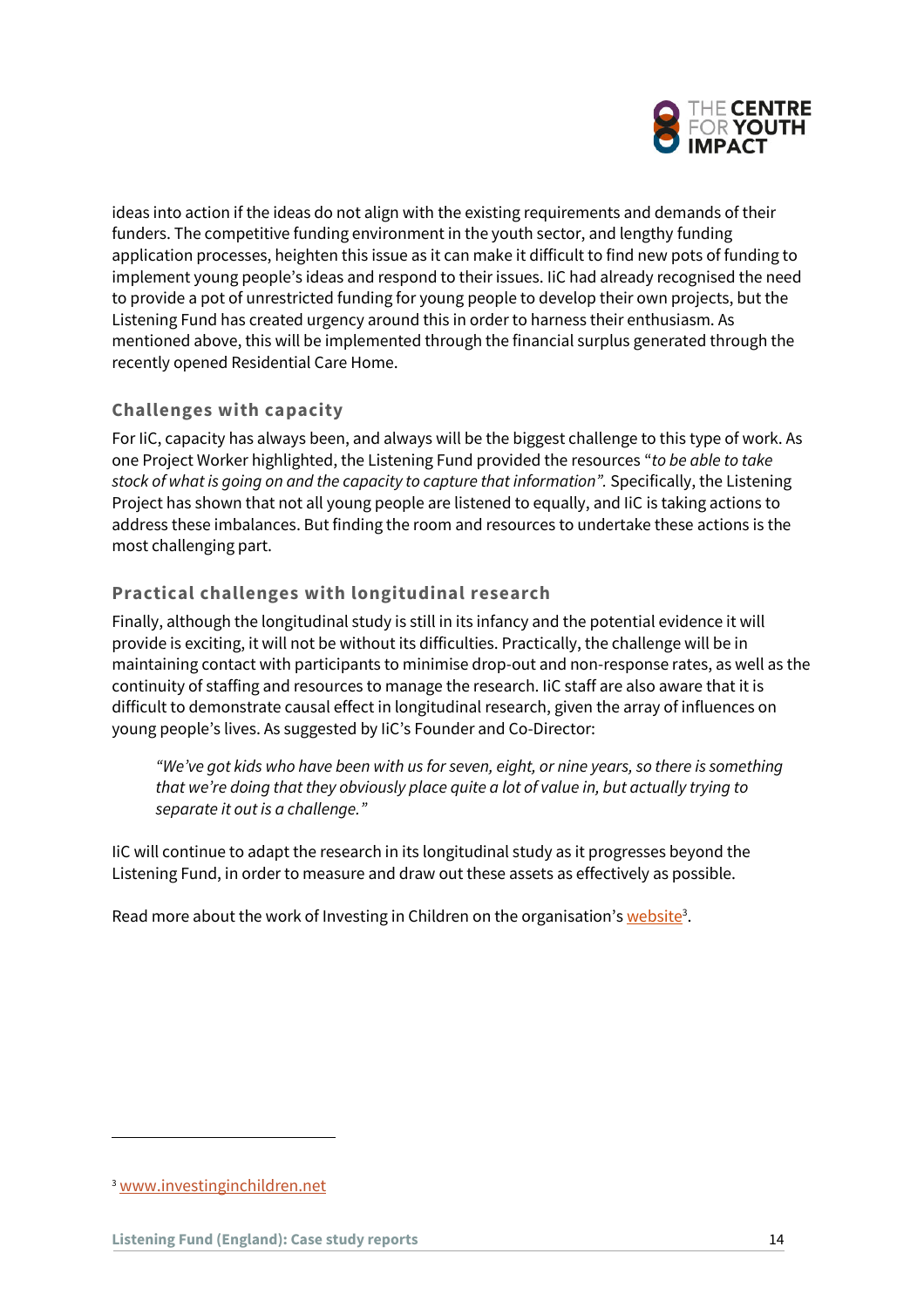ideas into action if the ideas do not align with the existing requirements and demands of their funders. The competitive funding environment in the youth sector, and lengthy funding application processes, heighten this issue as it can make it difficult to find new pots of funding to implement young people's ideas and respond to their issues. IiC had already recognised the need to provide a pot of unrestricted funding for young people to develop their own projects, but the Listening Fund has created urgency around this in order to harness their enthusiasm. As mentioned above, this will be implemented through the financial surplus generated through the recently opened Residential Care Home.

### Challenges with capacity

For IiC, capacity has always been, and always will be the biggest challenge to this type of work. As one Project Worker highlighted, the Listening Fund provided the resources "*to be able to take stock of what is going on and the capacity to capture that information*". Specifically, the Listening Project has shown that not all young people are listened to equally, and IiC is taking actions to address these imbalances. But finding the room and resources to undertake these actions is the most challenging part.

### Practical challenges with longitudinal research

Finally, although the longitudinal study is still in its infancy and the potential evidence it will provide is exciting, it will not be without its difficulties. Practically, the challenge will be in maintaining contact with participants to minimise drop-out and non-response rates, as well as the continuity of staffing and resources to manage the research. IiC staff are also aware that it is difficult to demonstrate causal effect in longitudinal research, given the array of influences on young people's lives. As suggested by IiC's Founder and Co-Director:

> *"We've got kids who have been with us for seven, eight, or nine years, so there is something that we're doing that they obviously place quite a lot of value in, but actually trying to separate it out is a challenge."*

IiC will continue to adapt the research in its longitudinal study as it progresses beyond the Listening Fund, in order to measure and draw out these assets as effectively as possible.

Read more about the work of Investing in Children on the organisation's website[3].

---

[3] www.investinginchildren.net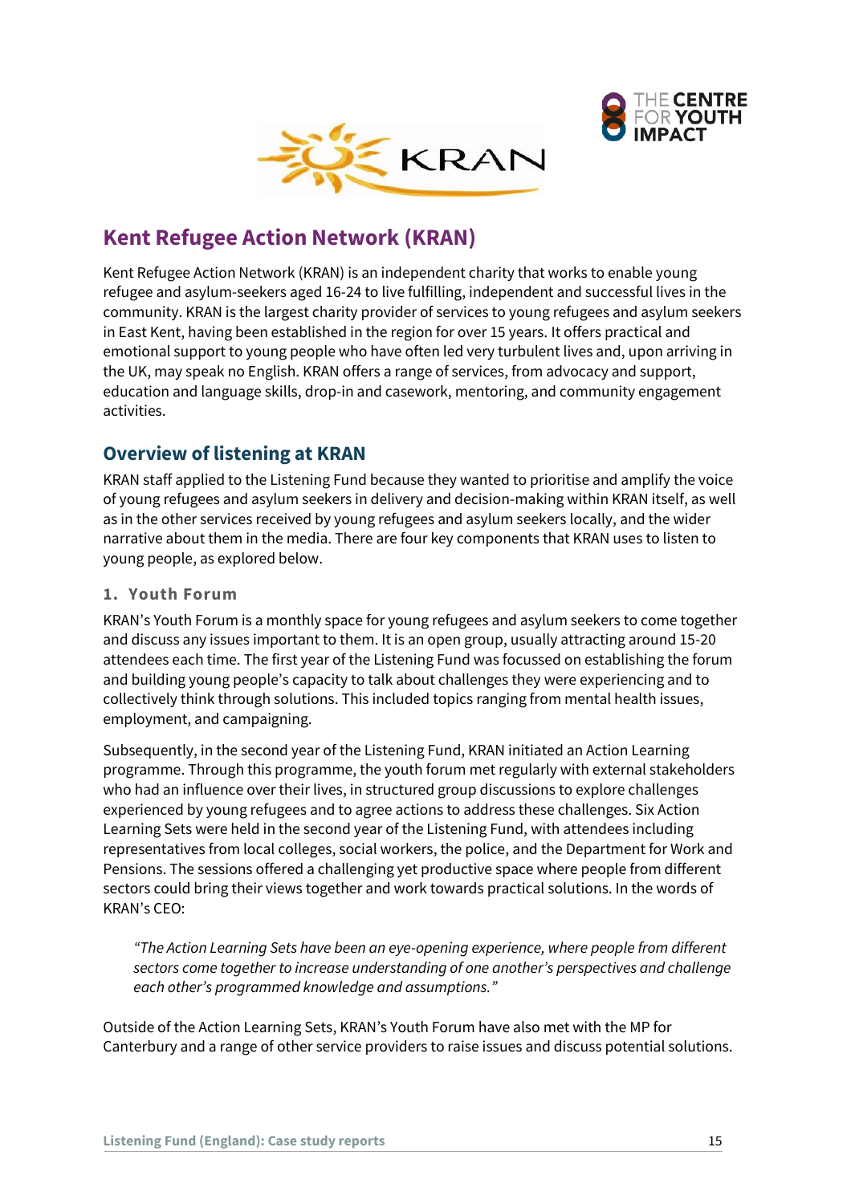## Kent Refugee Action Network (KRAN)

Kent Refugee Action Network (KRAN) is an independent charity that works to enable young refugee and asylum-seekers aged 16-24 to live fulfilling, independent and successful lives in the community. KRAN is the largest charity provider of services to young refugees and asylum seekers in East Kent, having been established in the region for over 15 years. It offers practical and emotional support to young people who have often led very turbulent lives and, upon arriving in the UK, may speak no English. KRAN offers a range of services, from advocacy and support, education and language skills, drop-in and casework, mentoring, and community engagement activities.

### Overview of listening at KRAN

KRAN staff applied to the Listening Fund because they wanted to prioritise and amplify the voice of young refugees and asylum seekers in delivery and decision-making within KRAN itself, as well as in the other services received by young refugees and asylum seekers locally, and the wider narrative about them in the media. There are four key components that KRAN uses to listen to young people, as explored below.

#### 1. Youth Forum

KRAN's Youth Forum is a monthly space for young refugees and asylum seekers to come together and discuss any issues important to them. It is an open group, usually attracting around 15-20 attendees each time. The first year of the Listening Fund was focussed on establishing the forum and building young people's capacity to talk about challenges they were experiencing and to collectively think through solutions. This included topics ranging from mental health issues, employment, and campaigning.

Subsequently, in the second year of the Listening Fund, KRAN initiated an Action Learning programme. Through this programme, the youth forum met regularly with external stakeholders who had an influence over their lives, in structured group discussions to explore challenges experienced by young refugees and to agree actions to address these challenges. Six Action Learning Sets were held in the second year of the Listening Fund, with attendees including representatives from local colleges, social workers, the police, and the Department for Work and Pensions. The sessions offered a challenging yet productive space where people from different sectors could bring their views together and work towards practical solutions. In the words of KRAN's CEO:

> *"The Action Learning Sets have been an eye-opening experience, where people from different sectors come together to increase understanding of one another's perspectives and challenge each other's programmed knowledge and assumptions."*

Outside of the Action Learning Sets, KRAN's Youth Forum have also met with the MP for Canterbury and a range of other service providers to raise issues and discuss potential solutions.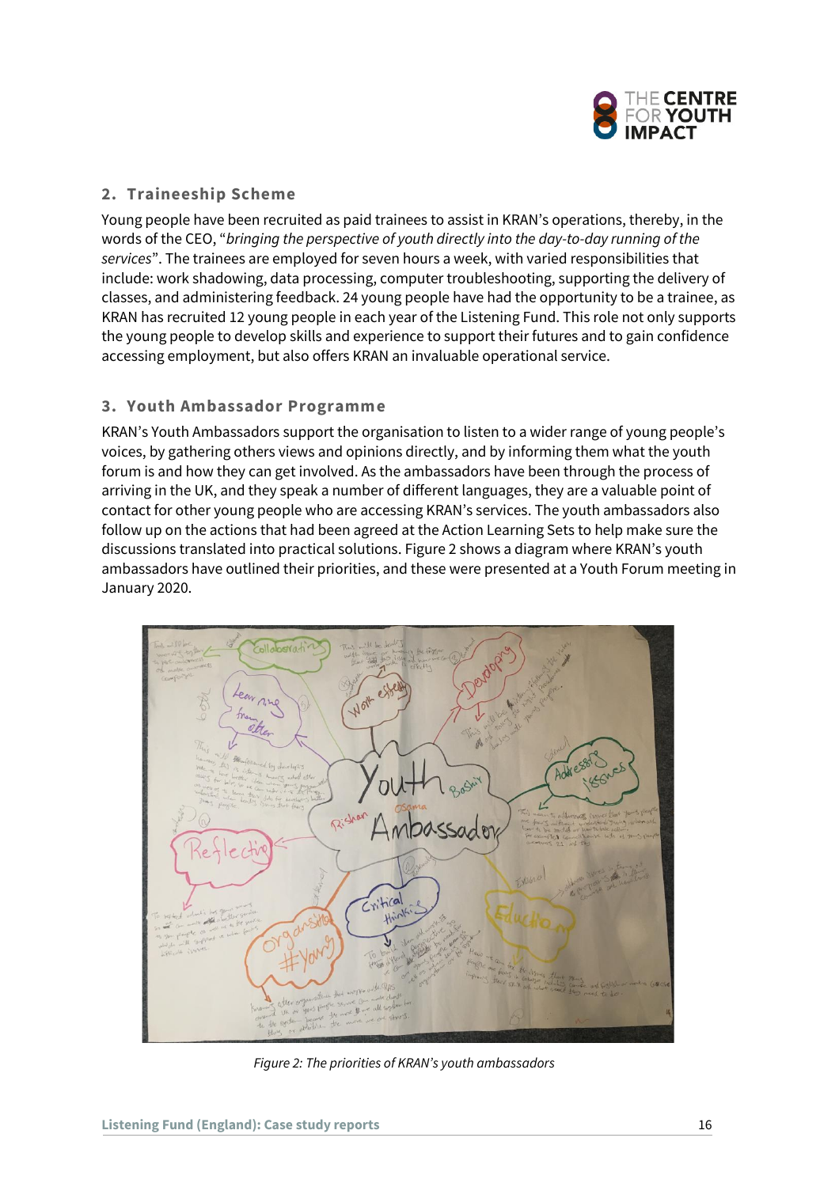## 2. Traineeship Scheme

Young people have been recruited as paid trainees to assist in KRAN's operations, thereby, in the words of the CEO, "*bringing the perspective of youth directly into the day-to-day running of the services*". The trainees are employed for seven hours a week, with varied responsibilities that include: work shadowing, data processing, computer troubleshooting, supporting the delivery of classes, and administering feedback. 24 young people have had the opportunity to be a trainee, as KRAN has recruited 12 young people in each year of the Listening Fund. This role not only supports the young people to develop skills and experience to support their futures and to gain confidence accessing employment, but also offers KRAN an invaluable operational service.

## 3. Youth Ambassador Programme

KRAN's Youth Ambassadors support the organisation to listen to a wider range of young people's voices, by gathering others views and opinions directly, and by informing them what the youth forum is and how they can get involved. As the ambassadors have been through the process of arriving in the UK, and they speak a number of different languages, they are a valuable point of contact for other young people who are accessing KRAN's services. The youth ambassadors also follow up on the actions that had been agreed at the Action Learning Sets to help make sure the discussions translated into practical solutions. Figure 2 shows a diagram where KRAN's youth ambassadors have outlined their priorities, and these were presented at a Youth Forum meeting in January 2020.

*Figure 2: The priorities of KRAN's youth ambassadors*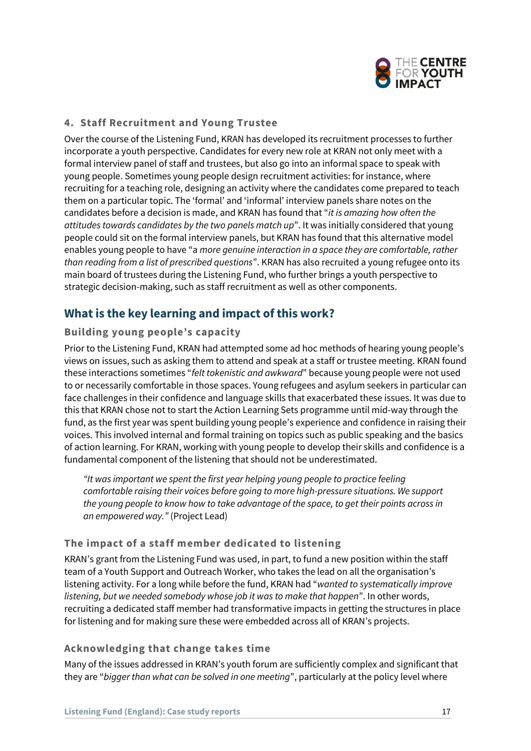### 4. Staff Recruitment and Young Trustee

Over the course of the Listening Fund, KRAN has developed its recruitment processes to further incorporate a youth perspective. Candidates for every new role at KRAN not only meet with a formal interview panel of staff and trustees, but also go into an informal space to speak with young people. Sometimes young people design recruitment activities: for instance, where recruiting for a teaching role, designing an activity where the candidates come prepared to teach them on a particular topic. The 'formal' and 'informal' interview panels share notes on the candidates before a decision is made, and KRAN has found that "*it is amazing how often the attitudes towards candidates by the two panels match up*". It was initially considered that young people could sit on the formal interview panels, but KRAN has found that this alternative model enables young people to have "a *more genuine interaction in a space they are comfortable, rather than reading from a list of prescribed questions*". KRAN has also recruited a young refugee onto its main board of trustees during the Listening Fund, who further brings a youth perspective to strategic decision-making, such as staff recruitment as well as other components.

## What is the key learning and impact of this work?

### Building young people's capacity

Prior to the Listening Fund, KRAN had attempted some ad hoc methods of hearing young people's views on issues, such as asking them to attend and speak at a staff or trustee meeting. KRAN found these interactions sometimes "*felt tokenistic and awkward*" because young people were not used to or necessarily comfortable in those spaces. Young refugees and asylum seekers in particular can face challenges in their confidence and language skills that exacerbated these issues. It was due to this that KRAN chose not to start the Action Learning Sets programme until mid-way through the fund, as the first year was spent building young people's experience and confidence in raising their voices. This involved internal and formal training on topics such as public speaking and the basics of action learning. For KRAN, working with young people to develop their skills and confidence is a fundamental component of the listening that should not be underestimated.

> *"It was important we spent the first year helping young people to practice feeling comfortable raising their voices before going to more high-pressure situations. We support the young people to know how to take advantage of the space, to get their points across in an empowered way."* (Project Lead)

### The impact of a staff member dedicated to listening

KRAN's grant from the Listening Fund was used, in part, to fund a new position within the staff team of a Youth Support and Outreach Worker, who takes the lead on all the organisation's listening activity. For a long while before the fund, KRAN had "*wanted to systematically improve listening, but we needed somebody whose job it was to make that happen*". In other words, recruiting a dedicated staff member had transformative impacts in getting the structures in place for listening and for making sure these were embedded across all of KRAN's projects.

### Acknowledging that change takes time

Many of the issues addressed in KRAN's youth forum are sufficiently complex and significant that they are "*bigger than what can be solved in one meeting*", particularly at the policy level where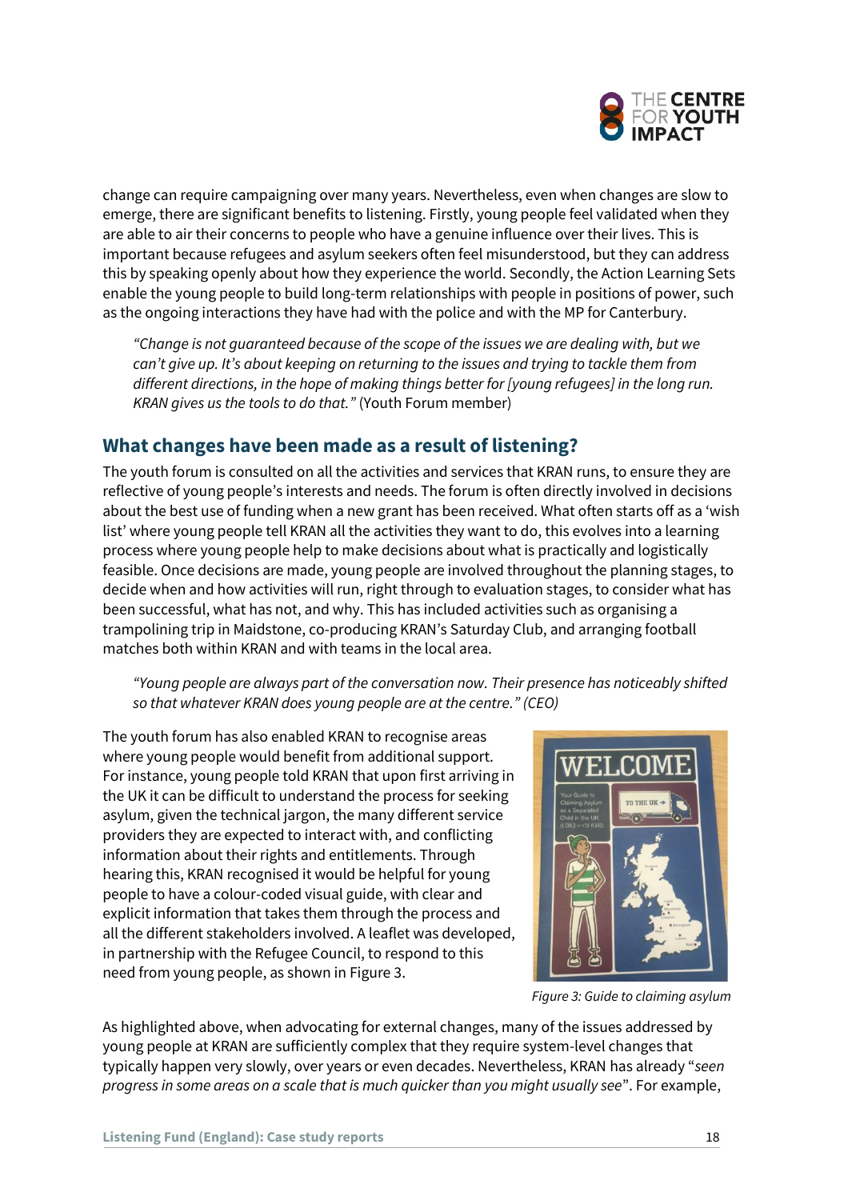change can require campaigning over many years. Nevertheless, even when changes are slow to emerge, there are significant benefits to listening. Firstly, young people feel validated when they are able to air their concerns to people who have a genuine influence over their lives. This is important because refugees and asylum seekers often feel misunderstood, but they can address this by speaking openly about how they experience the world. Secondly, the Action Learning Sets enable the young people to build long-term relationships with people in positions of power, such as the ongoing interactions they have had with the police and with the MP for Canterbury.

> *"Change is not guaranteed because of the scope of the issues we are dealing with, but we can't give up. It's about keeping on returning to the issues and trying to tackle them from different directions, in the hope of making things better for [young refugees] in the long run. KRAN gives us the tools to do that."* (Youth Forum member)

## What changes have been made as a result of listening?

The youth forum is consulted on all the activities and services that KRAN runs, to ensure they are reflective of young people's interests and needs. The forum is often directly involved in decisions about the best use of funding when a new grant has been received. What often starts off as a 'wish list' where young people tell KRAN all the activities they want to do, this evolves into a learning process where young people help to make decisions about what is practically and logistically feasible. Once decisions are made, young people are involved throughout the planning stages, to decide when and how activities will run, right through to evaluation stages, to consider what has been successful, what has not, and why. This has included activities such as organising a trampolining trip in Maidstone, co-producing KRAN's Saturday Club, and arranging football matches both within KRAN and with teams in the local area.

> *"Young people are always part of the conversation now. Their presence has noticeably shifted so that whatever KRAN does young people are at the centre."* (CEO)

The youth forum has also enabled KRAN to recognise areas where young people would benefit from additional support. For instance, young people told KRAN that upon first arriving in the UK it can be difficult to understand the process for seeking asylum, given the technical jargon, the many different service providers they are expected to interact with, and conflicting information about their rights and entitlements. Through hearing this, KRAN recognised it would be helpful for young people to have a colour-coded visual guide, with clear and explicit information that takes them through the process and all the different stakeholders involved. A leaflet was developed, in partnership with the Refugee Council, to respond to this need from young people, as shown in Figure 3.

*Figure 3: Guide to claiming asylum*

As highlighted above, when advocating for external changes, many of the issues addressed by young people at KRAN are sufficiently complex that they require system-level changes that typically happen very slowly, over years or even decades. Nevertheless, KRAN has already "*seen progress in some areas on a scale that is much quicker than you might usually see*". For example,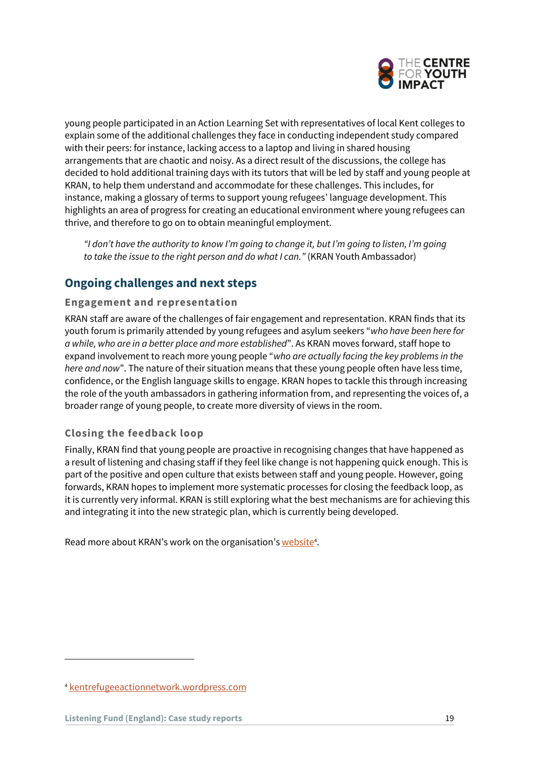young people participated in an Action Learning Set with representatives of local Kent colleges to explain some of the additional challenges they face in conducting independent study compared with their peers: for instance, lacking access to a laptop and living in shared housing arrangements that are chaotic and noisy. As a direct result of the discussions, the college has decided to hold additional training days with its tutors that will be led by staff and young people at KRAN, to help them understand and accommodate for these challenges. This includes, for instance, making a glossary of terms to support young refugees' language development. This highlights an area of progress for creating an educational environment where young refugees can thrive, and therefore to go on to obtain meaningful employment.

> *"I don't have the authority to know I'm going to change it, but I'm going to listen, I'm going to take the issue to the right person and do what I can."* (KRAN Youth Ambassador)

## Ongoing challenges and next steps

### Engagement and representation

KRAN staff are aware of the challenges of fair engagement and representation. KRAN finds that its youth forum is primarily attended by young refugees and asylum seekers "*who have been here for a while, who are in a better place and more established*". As KRAN moves forward, staff hope to expand involvement to reach more young people "*who are actually facing the key problems in the here and now*". The nature of their situation means that these young people often have less time, confidence, or the English language skills to engage. KRAN hopes to tackle this through increasing the role of the youth ambassadors in gathering information from, and representing the voices of, a broader range of young people, to create more diversity of views in the room.

### Closing the feedback loop

Finally, KRAN find that young people are proactive in recognising changes that have happened as a result of listening and chasing staff if they feel like change is not happening quick enough. This is part of the positive and open culture that exists between staff and young people. However, going forwards, KRAN hopes to implement more systematic processes for closing the feedback loop, as it is currently very informal. KRAN is still exploring what the best mechanisms are for achieving this and integrating it into the new strategic plan, which is currently being developed.

Read more about KRAN's work on the organisation's website[4].

---

[4] kentrefugeeactionnetwork.wordpress.com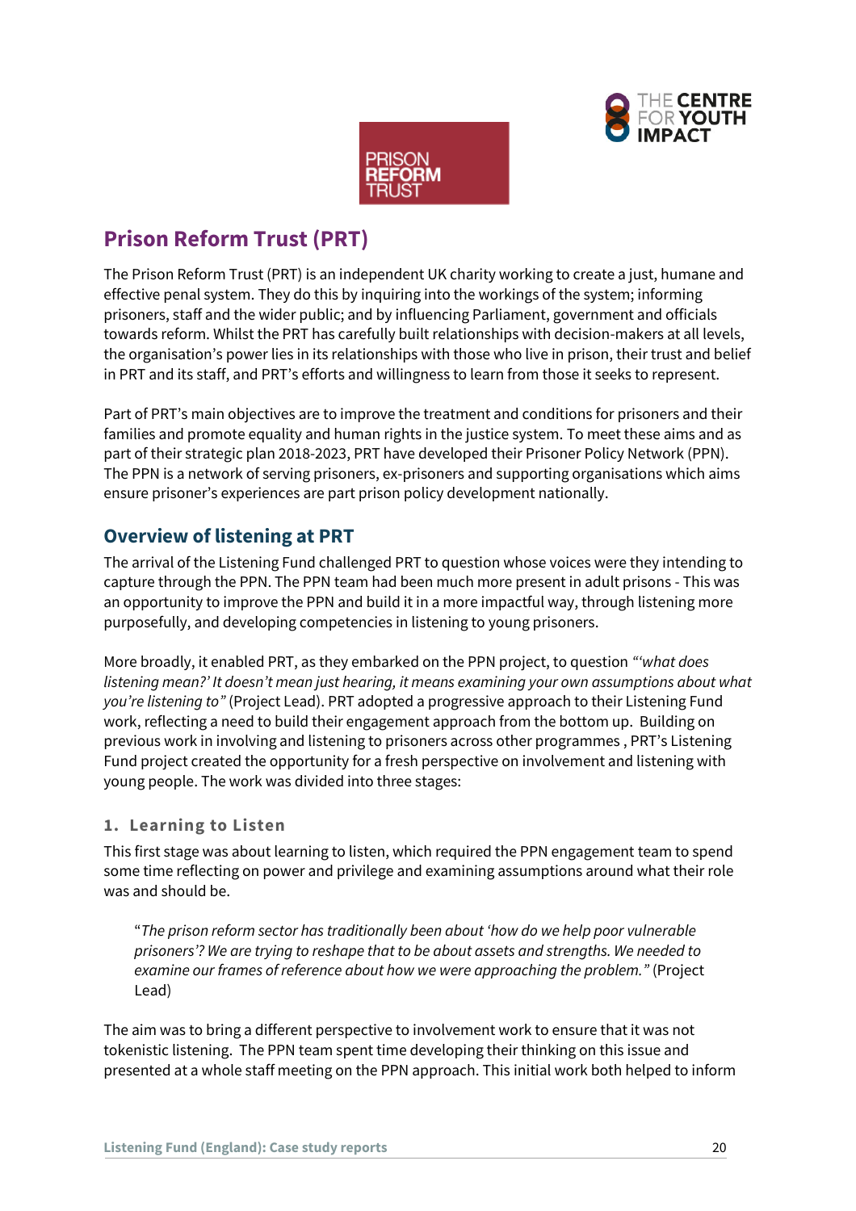## Prison Reform Trust (PRT)

The Prison Reform Trust (PRT) is an independent UK charity working to create a just, humane and effective penal system. They do this by inquiring into the workings of the system; informing prisoners, staff and the wider public; and by influencing Parliament, government and officials towards reform. Whilst the PRT has carefully built relationships with decision-makers at all levels, the organisation's power lies in its relationships with those who live in prison, their trust and belief in PRT and its staff, and PRT's efforts and willingness to learn from those it seeks to represent.

Part of PRT's main objectives are to improve the treatment and conditions for prisoners and their families and promote equality and human rights in the justice system. To meet these aims and as part of their strategic plan 2018-2023, PRT have developed their Prisoner Policy Network (PPN). The PPN is a network of serving prisoners, ex-prisoners and supporting organisations which aims ensure prisoner's experiences are part prison policy development nationally.

### Overview of listening at PRT

The arrival of the Listening Fund challenged PRT to question whose voices were they intending to capture through the PPN. The PPN team had been much more present in adult prisons - This was an opportunity to improve the PPN and build it in a more impactful way, through listening more purposefully, and developing competencies in listening to young prisoners.

More broadly, it enabled PRT, as they embarked on the PPN project, to question *"'what does listening mean?' It doesn't mean just hearing, it means examining your own assumptions about what you're listening to"* (Project Lead). PRT adopted a progressive approach to their Listening Fund work, reflecting a need to build their engagement approach from the bottom up. Building on previous work in involving and listening to prisoners across other programmes , PRT's Listening Fund project created the opportunity for a fresh perspective on involvement and listening with young people. The work was divided into three stages:

#### 1. Learning to Listen

This first stage was about learning to listen, which required the PPN engagement team to spend some time reflecting on power and privilege and examining assumptions around what their role was and should be.

> "*The prison reform sector has traditionally been about 'how do we help poor vulnerable prisoners'? We are trying to reshape that to be about assets and strengths. We needed to examine our frames of reference about how we were approaching the problem."* (Project Lead)

The aim was to bring a different perspective to involvement work to ensure that it was not tokenistic listening. The PPN team spent time developing their thinking on this issue and presented at a whole staff meeting on the PPN approach. This initial work both helped to inform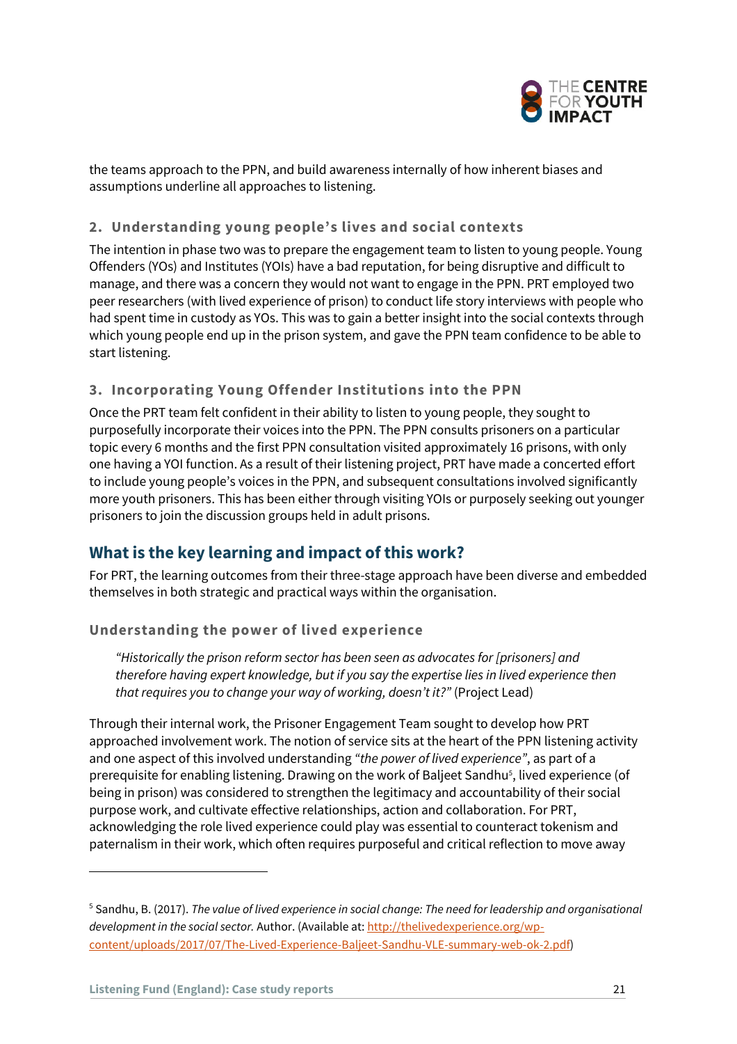the teams approach to the PPN, and build awareness internally of how inherent biases and assumptions underline all approaches to listening.

### 2. Understanding young people's lives and social contexts

The intention in phase two was to prepare the engagement team to listen to young people. Young Offenders (YOs) and Institutes (YOIs) have a bad reputation, for being disruptive and difficult to manage, and there was a concern they would not want to engage in the PPN. PRT employed two peer researchers (with lived experience of prison) to conduct life story interviews with people who had spent time in custody as YOs. This was to gain a better insight into the social contexts through which young people end up in the prison system, and gave the PPN team confidence to be able to start listening.

### 3. Incorporating Young Offender Institutions into the PPN

Once the PRT team felt confident in their ability to listen to young people, they sought to purposefully incorporate their voices into the PPN. The PPN consults prisoners on a particular topic every 6 months and the first PPN consultation visited approximately 16 prisons, with only one having a YOI function. As a result of their listening project, PRT have made a concerted effort to include young people's voices in the PPN, and subsequent consultations involved significantly more youth prisoners. This has been either through visiting YOIs or purposely seeking out younger prisoners to join the discussion groups held in adult prisons.

## What is the key learning and impact of this work?

For PRT, the learning outcomes from their three-stage approach have been diverse and embedded themselves in both strategic and practical ways within the organisation.

### Understanding the power of lived experience

> *"Historically the prison reform sector has been seen as advocates for [prisoners] and therefore having expert knowledge, but if you say the expertise lies in lived experience then that requires you to change your way of working, doesn't it?"* (Project Lead)

Through their internal work, the Prisoner Engagement Team sought to develop how PRT approached involvement work. The notion of service sits at the heart of the PPN listening activity and one aspect of this involved understanding *"the power of lived experience"*, as part of a prerequisite for enabling listening. Drawing on the work of Baljeet Sandhu[5], lived experience (of being in prison) was considered to strengthen the legitimacy and accountability of their social purpose work, and cultivate effective relationships, action and collaboration. For PRT, acknowledging the role lived experience could play was essential to counteract tokenism and paternalism in their work, which often requires purposeful and critical reflection to move away

---

[5] Sandhu, B. (2017). *The value of lived experience in social change: The need for leadership and organisational development in the social sector.* Author. (Available at: http://thelivedexperience.org/wp-content/uploads/2017/07/The-Lived-Experience-Baljeet-Sandhu-VLE-summary-web-ok-2.pdf)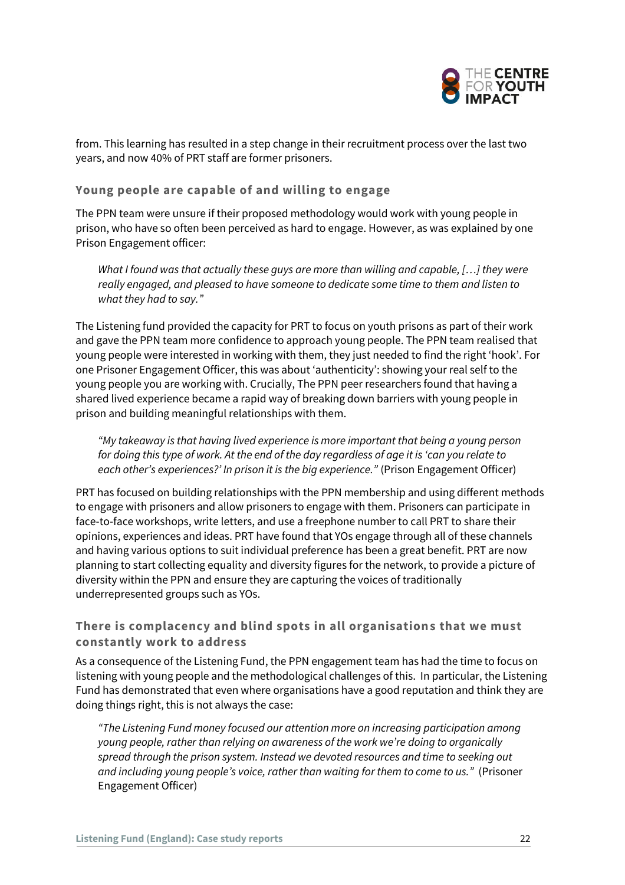from. This learning has resulted in a step change in their recruitment process over the last two years, and now 40% of PRT staff are former prisoners.

### Young people are capable of and willing to engage

The PPN team were unsure if their proposed methodology would work with young people in prison, who have so often been perceived as hard to engage. However, as was explained by one Prison Engagement officer:

> *What I found was that actually these guys are more than willing and capable, […] they were really engaged, and pleased to have someone to dedicate some time to them and listen to what they had to say."*

The Listening fund provided the capacity for PRT to focus on youth prisons as part of their work and gave the PPN team more confidence to approach young people. The PPN team realised that young people were interested in working with them, they just needed to find the right 'hook'. For one Prisoner Engagement Officer, this was about 'authenticity': showing your real self to the young people you are working with. Crucially, The PPN peer researchers found that having a shared lived experience became a rapid way of breaking down barriers with young people in prison and building meaningful relationships with them.

> *"My takeaway is that having lived experience is more important that being a young person for doing this type of work. At the end of the day regardless of age it is 'can you relate to each other's experiences?' In prison it is the big experience."* (Prison Engagement Officer)

PRT has focused on building relationships with the PPN membership and using different methods to engage with prisoners and allow prisoners to engage with them. Prisoners can participate in face-to-face workshops, write letters, and use a freephone number to call PRT to share their opinions, experiences and ideas. PRT have found that YOs engage through all of these channels and having various options to suit individual preference has been a great benefit. PRT are now planning to start collecting equality and diversity figures for the network, to provide a picture of diversity within the PPN and ensure they are capturing the voices of traditionally underrepresented groups such as YOs.

### There is complacency and blind spots in all organisations that we must constantly work to address

As a consequence of the Listening Fund, the PPN engagement team has had the time to focus on listening with young people and the methodological challenges of this. In particular, the Listening Fund has demonstrated that even where organisations have a good reputation and think they are doing things right, this is not always the case:

> *"The Listening Fund money focused our attention more on increasing participation among young people, rather than relying on awareness of the work we're doing to organically spread through the prison system. Instead we devoted resources and time to seeking out and including young people's voice, rather than waiting for them to come to us."* (Prisoner Engagement Officer)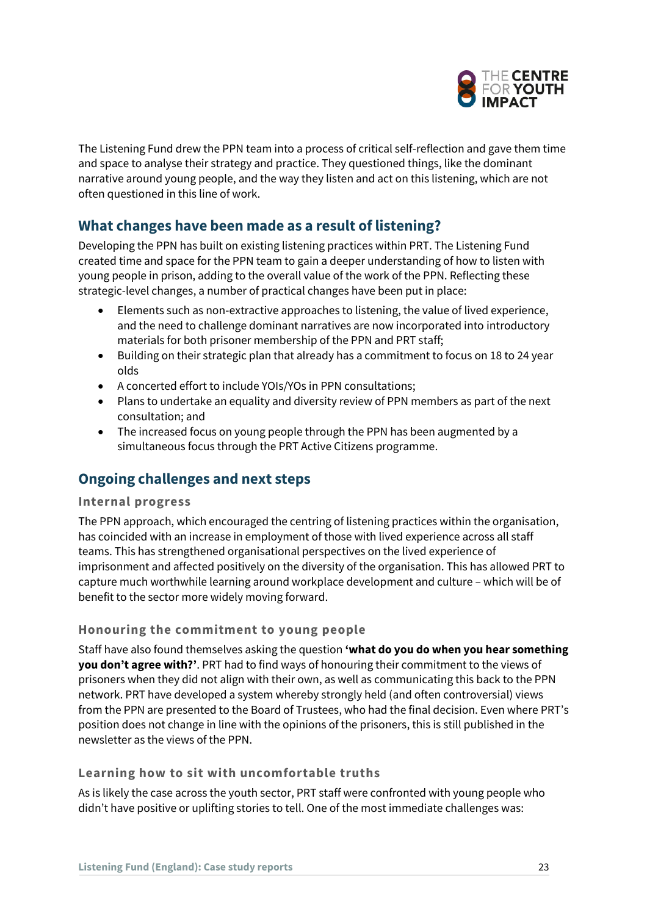The Listening Fund drew the PPN team into a process of critical self-reflection and gave them time and space to analyse their strategy and practice. They questioned things, like the dominant narrative around young people, and the way they listen and act on this listening, which are not often questioned in this line of work.

## What changes have been made as a result of listening?

Developing the PPN has built on existing listening practices within PRT. The Listening Fund created time and space for the PPN team to gain a deeper understanding of how to listen with young people in prison, adding to the overall value of the work of the PPN. Reflecting these strategic-level changes, a number of practical changes have been put in place:

- Elements such as non-extractive approaches to listening, the value of lived experience, and the need to challenge dominant narratives are now incorporated into introductory materials for both prisoner membership of the PPN and PRT staff;
- Building on their strategic plan that already has a commitment to focus on 18 to 24 year olds
- A concerted effort to include YOIs/YOs in PPN consultations;
- Plans to undertake an equality and diversity review of PPN members as part of the next consultation; and
- The increased focus on young people through the PPN has been augmented by a simultaneous focus through the PRT Active Citizens programme.

## Ongoing challenges and next steps

### Internal progress

The PPN approach, which encouraged the centring of listening practices within the organisation, has coincided with an increase in employment of those with lived experience across all staff teams. This has strengthened organisational perspectives on the lived experience of imprisonment and affected positively on the diversity of the organisation. This has allowed PRT to capture much worthwhile learning around workplace development and culture – which will be of benefit to the sector more widely moving forward.

### Honouring the commitment to young people

Staff have also found themselves asking the question **'what do you do when you hear something you don't agree with?'**. PRT had to find ways of honouring their commitment to the views of prisoners when they did not align with their own, as well as communicating this back to the PPN network. PRT have developed a system whereby strongly held (and often controversial) views from the PPN are presented to the Board of Trustees, who had the final decision. Even where PRT's position does not change in line with the opinions of the prisoners, this is still published in the newsletter as the views of the PPN.

### Learning how to sit with uncomfortable truths

As is likely the case across the youth sector, PRT staff were confronted with young people who didn't have positive or uplifting stories to tell. One of the most immediate challenges was: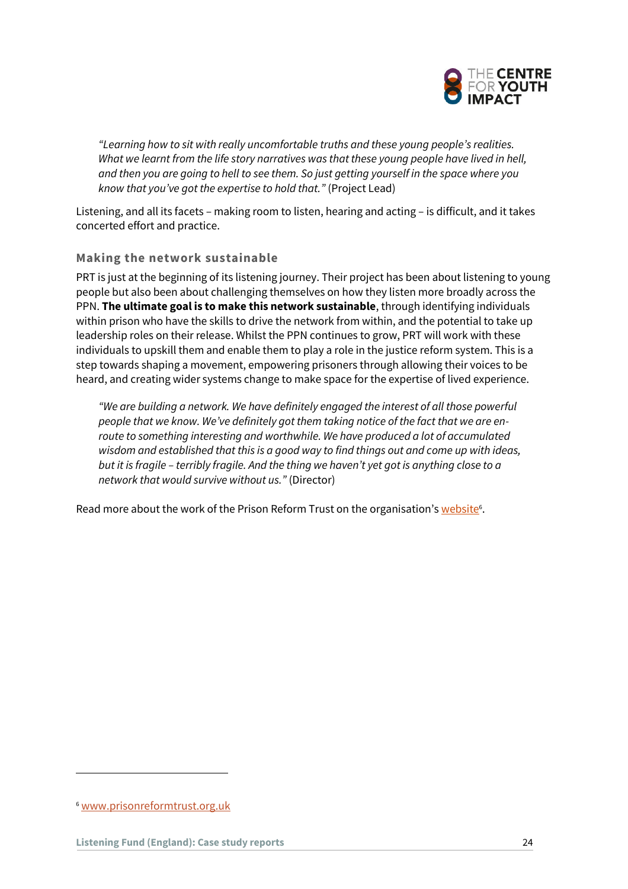> *"Learning how to sit with really uncomfortable truths and these young people's realities. What we learnt from the life story narratives was that these young people have lived in hell, and then you are going to hell to see them. So just getting yourself in the space where you know that you've got the expertise to hold that."* (Project Lead)

Listening, and all its facets – making room to listen, hearing and acting – is difficult, and it takes concerted effort and practice.

### Making the network sustainable

PRT is just at the beginning of its listening journey. Their project has been about listening to young people but also been about challenging themselves on how they listen more broadly across the PPN. **The ultimate goal is to make this network sustainable**, through identifying individuals within prison who have the skills to drive the network from within, and the potential to take up leadership roles on their release. Whilst the PPN continues to grow, PRT will work with these individuals to upskill them and enable them to play a role in the justice reform system. This is a step towards shaping a movement, empowering prisoners through allowing their voices to be heard, and creating wider systems change to make space for the expertise of lived experience.

> *"We are building a network. We have definitely engaged the interest of all those powerful people that we know. We've definitely got them taking notice of the fact that we are en-route to something interesting and worthwhile. We have produced a lot of accumulated wisdom and established that this is a good way to find things out and come up with ideas, but it is fragile – terribly fragile. And the thing we haven't yet got is anything close to a network that would survive without us."* (Director)

Read more about the work of the Prison Reform Trust on the organisation's website[6].

[6] www.prisonreformtrust.org.uk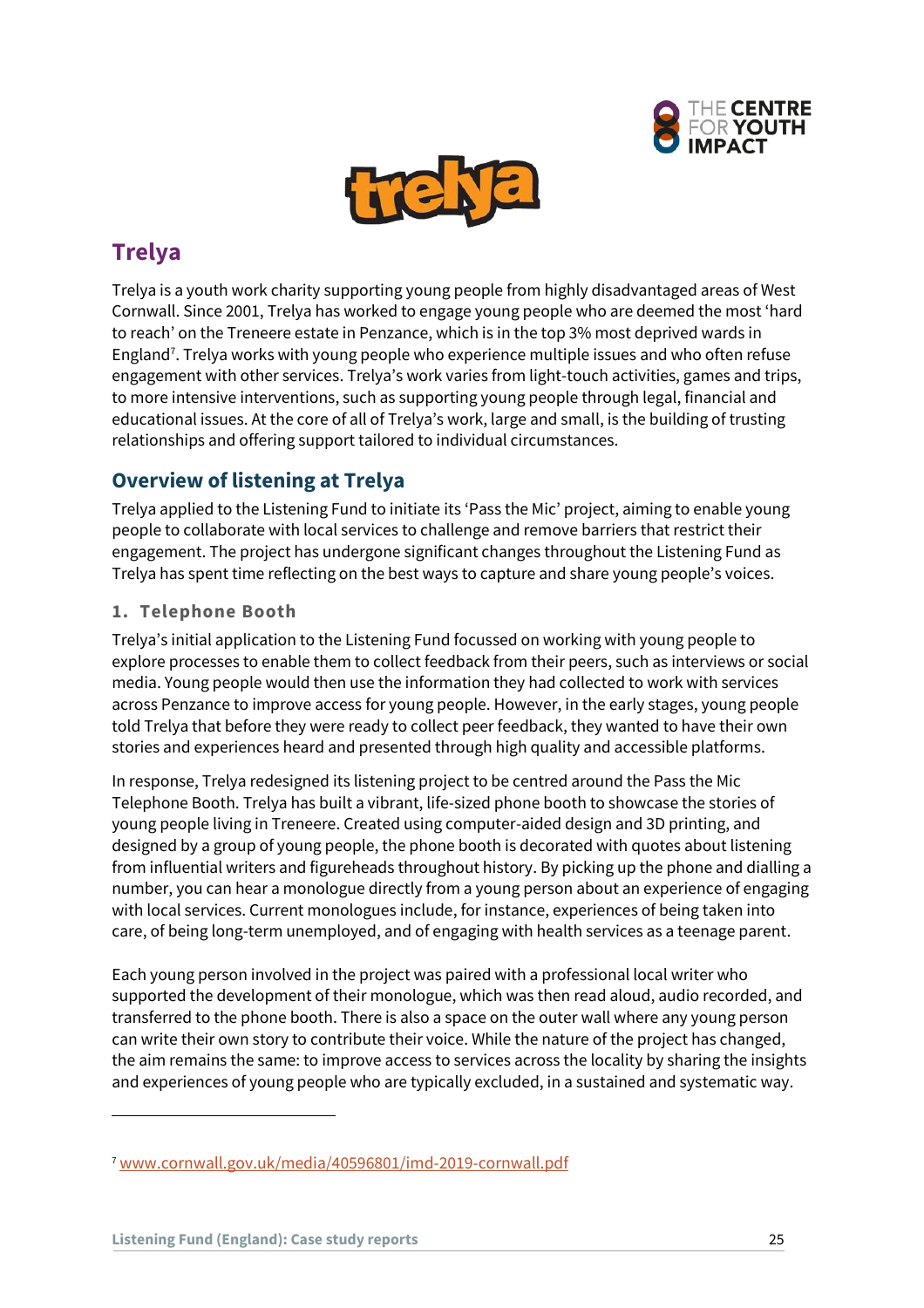# Trelya

Trelya is a youth work charity supporting young people from highly disadvantaged areas of West Cornwall. Since 2001, Trelya has worked to engage young people who are deemed the most 'hard to reach' on the Treneere estate in Penzance, which is in the top 3% most deprived wards in England[7]. Trelya works with young people who experience multiple issues and who often refuse engagement with other services. Trelya's work varies from light-touch activities, games and trips, to more intensive interventions, such as supporting young people through legal, financial and educational issues. At the core of all of Trelya's work, large and small, is the building of trusting relationships and offering support tailored to individual circumstances.

## Overview of listening at Trelya

Trelya applied to the Listening Fund to initiate its 'Pass the Mic' project, aiming to enable young people to collaborate with local services to challenge and remove barriers that restrict their engagement. The project has undergone significant changes throughout the Listening Fund as Trelya has spent time reflecting on the best ways to capture and share young people's voices.

### 1. Telephone Booth

Trelya's initial application to the Listening Fund focussed on working with young people to explore processes to enable them to collect feedback from their peers, such as interviews or social media. Young people would then use the information they had collected to work with services across Penzance to improve access for young people. However, in the early stages, young people told Trelya that before they were ready to collect peer feedback, they wanted to have their own stories and experiences heard and presented through high quality and accessible platforms.

In response, Trelya redesigned its listening project to be centred around the Pass the Mic Telephone Booth. Trelya has built a vibrant, life-sized phone booth to showcase the stories of young people living in Treneere. Created using computer-aided design and 3D printing, and designed by a group of young people, the phone booth is decorated with quotes about listening from influential writers and figureheads throughout history. By picking up the phone and dialling a number, you can hear a monologue directly from a young person about an experience of engaging with local services. Current monologues include, for instance, experiences of being taken into care, of being long-term unemployed, and of engaging with health services as a teenage parent.

Each young person involved in the project was paired with a professional local writer who supported the development of their monologue, which was then read aloud, audio recorded, and transferred to the phone booth. There is also a space on the outer wall where any young person can write their own story to contribute their voice. While the nature of the project has changed, the aim remains the same: to improve access to services across the locality by sharing the insights and experiences of young people who are typically excluded, in a sustained and systematic way.

---

[7] www.cornwall.gov.uk/media/40596801/imd-2019-cornwall.pdf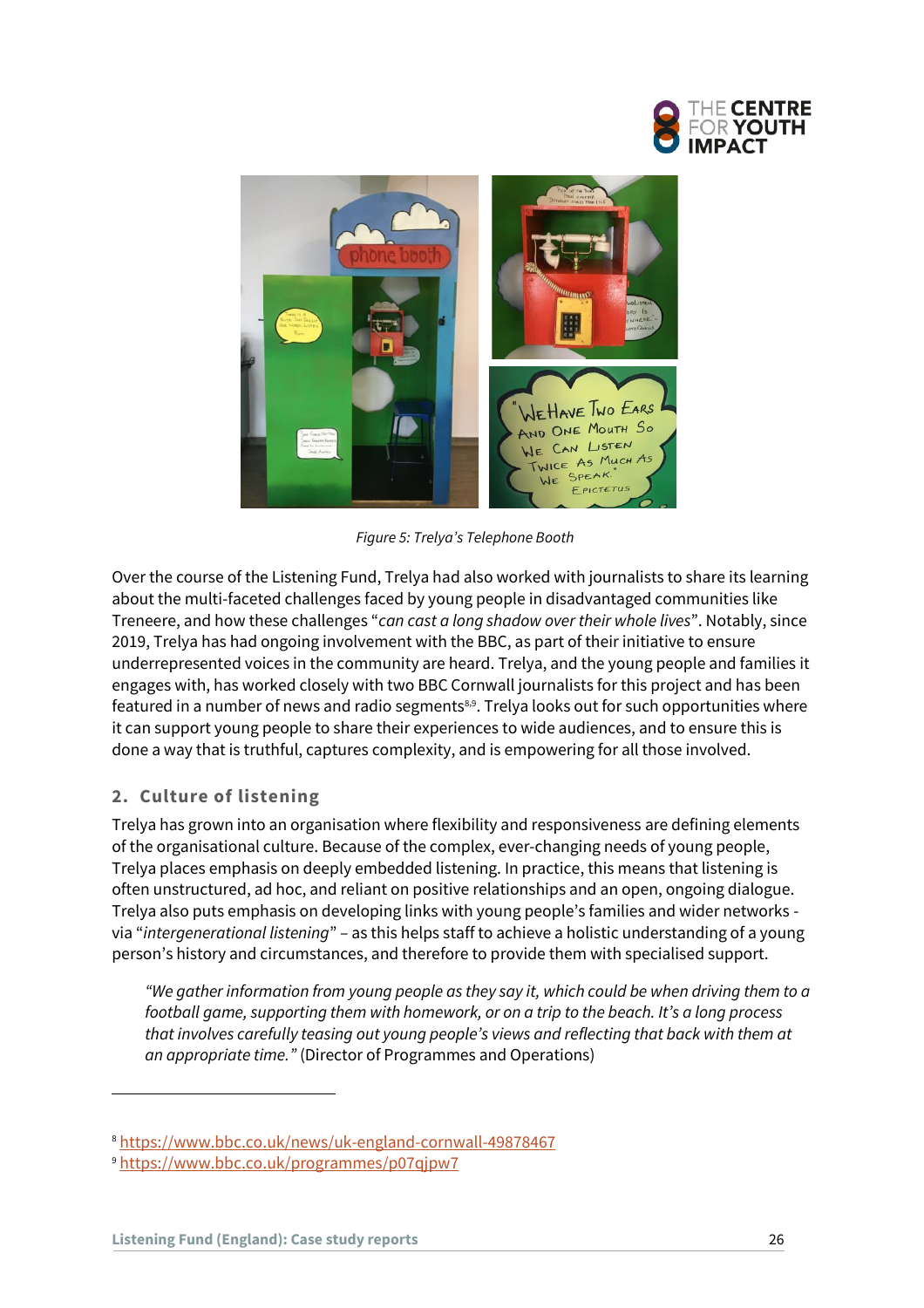*Figure 5: Trelya's Telephone Booth*

Over the course of the Listening Fund, Trelya had also worked with journalists to share its learning about the multi-faceted challenges faced by young people in disadvantaged communities like Treneere, and how these challenges "*can cast a long shadow over their whole lives*". Notably, since 2019, Trelya has had ongoing involvement with the BBC, as part of their initiative to ensure underrepresented voices in the community are heard. Trelya, and the young people and families it engages with, has worked closely with two BBC Cornwall journalists for this project and has been featured in a number of news and radio segments[8,9]. Trelya looks out for such opportunities where it can support young people to share their experiences to wide audiences, and to ensure this is done a way that is truthful, captures complexity, and is empowering for all those involved.

## 2. Culture of listening

Trelya has grown into an organisation where flexibility and responsiveness are defining elements of the organisational culture. Because of the complex, ever-changing needs of young people, Trelya places emphasis on deeply embedded listening. In practice, this means that listening is often unstructured, ad hoc, and reliant on positive relationships and an open, ongoing dialogue. Trelya also puts emphasis on developing links with young people's families and wider networks - via "*intergenerational listening*" – as this helps staff to achieve a holistic understanding of a young person's history and circumstances, and therefore to provide them with specialised support.

> *"We gather information from young people as they say it, which could be when driving them to a football game, supporting them with homework, or on a trip to the beach. It's a long process that involves carefully teasing out young people's views and reflecting that back with them at an appropriate time."* (Director of Programmes and Operations)

[8] https://www.bbc.co.uk/news/uk-england-cornwall-49878467

[9] https://www.bbc.co.uk/programmes/p07qjpw7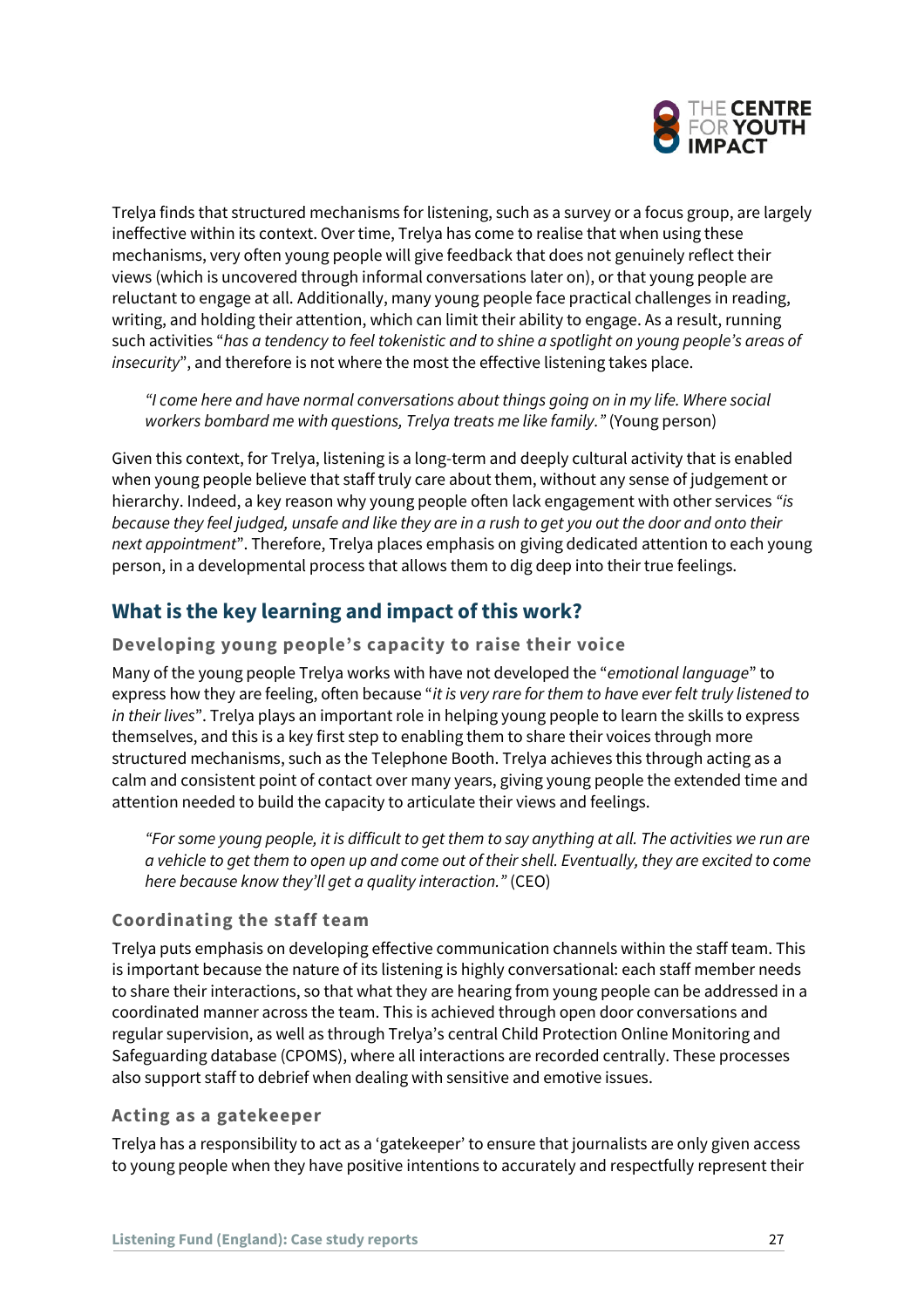Trelya finds that structured mechanisms for listening, such as a survey or a focus group, are largely ineffective within its context. Over time, Trelya has come to realise that when using these mechanisms, very often young people will give feedback that does not genuinely reflect their views (which is uncovered through informal conversations later on), or that young people are reluctant to engage at all. Additionally, many young people face practical challenges in reading, writing, and holding their attention, which can limit their ability to engage. As a result, running such activities "*has a tendency to feel tokenistic and to shine a spotlight on young people's areas of insecurity*", and therefore is not where the most the effective listening takes place.

> *"I come here and have normal conversations about things going on in my life. Where social workers bombard me with questions, Trelya treats me like family."* (Young person)

Given this context, for Trelya, listening is a long-term and deeply cultural activity that is enabled when young people believe that staff truly care about them, without any sense of judgement or hierarchy. Indeed, a key reason why young people often lack engagement with other services *"is because they feel judged, unsafe and like they are in a rush to get you out the door and onto their next appointment*". Therefore, Trelya places emphasis on giving dedicated attention to each young person, in a developmental process that allows them to dig deep into their true feelings.

## What is the key learning and impact of this work?

### Developing young people's capacity to raise their voice

Many of the young people Trelya works with have not developed the "*emotional language*" to express how they are feeling, often because "*it is very rare for them to have ever felt truly listened to in their lives*". Trelya plays an important role in helping young people to learn the skills to express themselves, and this is a key first step to enabling them to share their voices through more structured mechanisms, such as the Telephone Booth. Trelya achieves this through acting as a calm and consistent point of contact over many years, giving young people the extended time and attention needed to build the capacity to articulate their views and feelings.

> *"For some young people, it is difficult to get them to say anything at all. The activities we run are a vehicle to get them to open up and come out of their shell. Eventually, they are excited to come here because know they'll get a quality interaction."* (CEO)

### Coordinating the staff team

Trelya puts emphasis on developing effective communication channels within the staff team. This is important because the nature of its listening is highly conversational: each staff member needs to share their interactions, so that what they are hearing from young people can be addressed in a coordinated manner across the team. This is achieved through open door conversations and regular supervision, as well as through Trelya's central Child Protection Online Monitoring and Safeguarding database (CPOMS), where all interactions are recorded centrally. These processes also support staff to debrief when dealing with sensitive and emotive issues.

### Acting as a gatekeeper

Trelya has a responsibility to act as a 'gatekeeper' to ensure that journalists are only given access to young people when they have positive intentions to accurately and respectfully represent their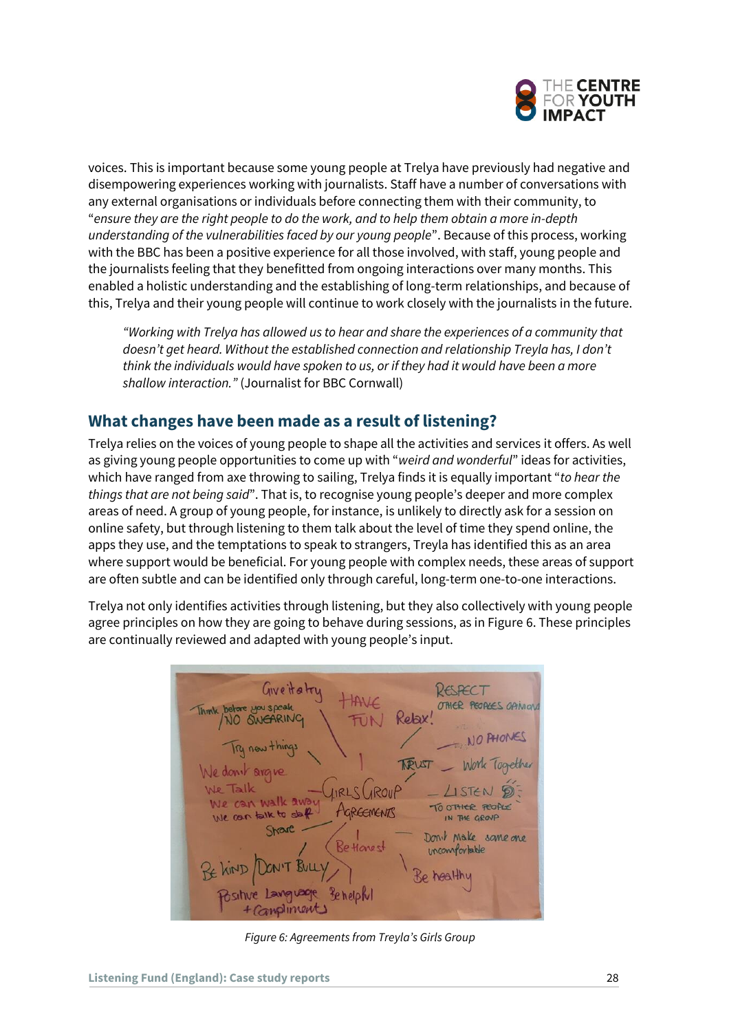voices. This is important because some young people at Trelya have previously had negative and disempowering experiences working with journalists. Staff have a number of conversations with any external organisations or individuals before connecting them with their community, to "*ensure they are the right people to do the work, and to help them obtain a more in-depth understanding of the vulnerabilities faced by our young people*". Because of this process, working with the BBC has been a positive experience for all those involved, with staff, young people and the journalists feeling that they benefitted from ongoing interactions over many months. This enabled a holistic understanding and the establishing of long-term relationships, and because of this, Trelya and their young people will continue to work closely with the journalists in the future.

> *"Working with Trelya has allowed us to hear and share the experiences of a community that doesn't get heard. Without the established connection and relationship Treyla has, I don't think the individuals would have spoken to us, or if they had it would have been a more shallow interaction."* (Journalist for BBC Cornwall)

## What changes have been made as a result of listening?

Trelya relies on the voices of young people to shape all the activities and services it offers. As well as giving young people opportunities to come up with "*weird and wonderful*" ideas for activities, which have ranged from axe throwing to sailing, Trelya finds it is equally important "*to hear the things that are not being said*". That is, to recognise young people's deeper and more complex areas of need. A group of young people, for instance, is unlikely to directly ask for a session on online safety, but through listening to them talk about the level of time they spend online, the apps they use, and the temptations to speak to strangers, Treyla has identified this as an area where support would be beneficial. For young people with complex needs, these areas of support are often subtle and can be identified only through careful, long-term one-to-one interactions.

Trelya not only identifies activities through listening, but they also collectively with young people agree principles on how they are going to behave during sessions, as in Figure 6. These principles are continually reviewed and adapted with young people's input.

*Figure 6: Agreements from Treyla's Girls Group*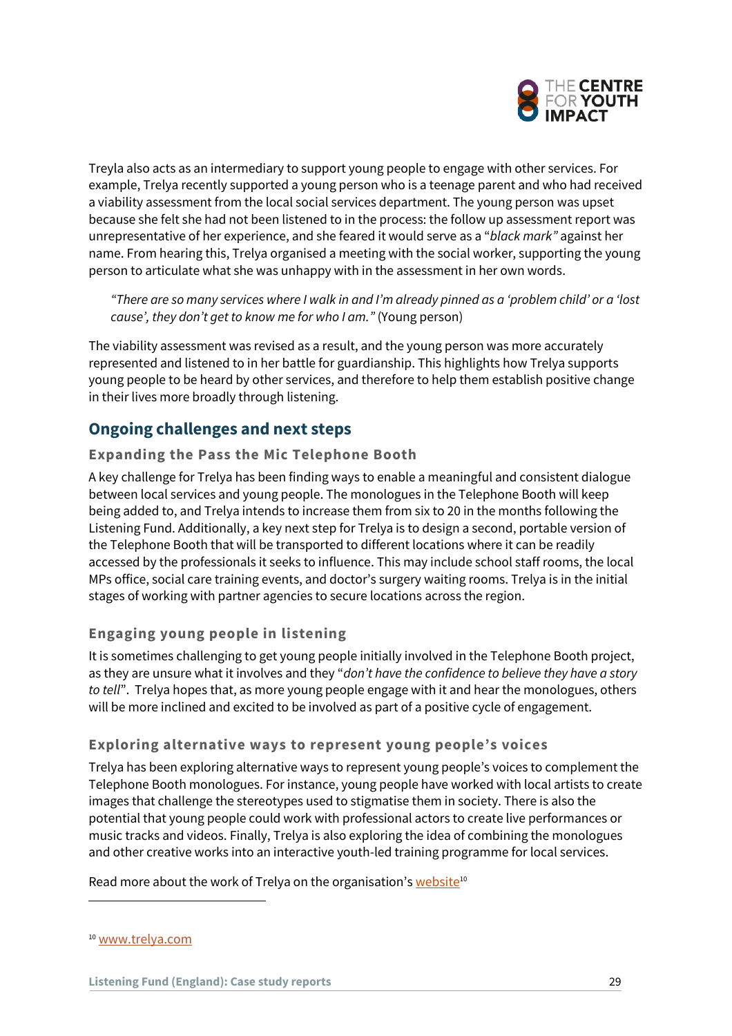Treyla also acts as an intermediary to support young people to engage with other services. For example, Trelya recently supported a young person who is a teenage parent and who had received a viability assessment from the local social services department. The young person was upset because she felt she had not been listened to in the process: the follow up assessment report was unrepresentative of her experience, and she feared it would serve as a "*black mark"* against her name. From hearing this, Trelya organised a meeting with the social worker, supporting the young person to articulate what she was unhappy with in the assessment in her own words.

> *"There are so many services where I walk in and I'm already pinned as a 'problem child' or a 'lost cause', they don't get to know me for who I am."* (Young person)

The viability assessment was revised as a result, and the young person was more accurately represented and listened to in her battle for guardianship. This highlights how Trelya supports young people to be heard by other services, and therefore to help them establish positive change in their lives more broadly through listening.

## Ongoing challenges and next steps

### Expanding the Pass the Mic Telephone Booth

A key challenge for Trelya has been finding ways to enable a meaningful and consistent dialogue between local services and young people. The monologues in the Telephone Booth will keep being added to, and Trelya intends to increase them from six to 20 in the months following the Listening Fund. Additionally, a key next step for Trelya is to design a second, portable version of the Telephone Booth that will be transported to different locations where it can be readily accessed by the professionals it seeks to influence. This may include school staff rooms, the local MPs office, social care training events, and doctor's surgery waiting rooms. Trelya is in the initial stages of working with partner agencies to secure locations across the region.

### Engaging young people in listening

It is sometimes challenging to get young people initially involved in the Telephone Booth project, as they are unsure what it involves and they "*don't have the confidence to believe they have a story to tell*". Trelya hopes that, as more young people engage with it and hear the monologues, others will be more inclined and excited to be involved as part of a positive cycle of engagement.

### Exploring alternative ways to represent young people's voices

Trelya has been exploring alternative ways to represent young people's voices to complement the Telephone Booth monologues. For instance, young people have worked with local artists to create images that challenge the stereotypes used to stigmatise them in society. There is also the potential that young people could work with professional actors to create live performances or music tracks and videos. Finally, Trelya is also exploring the idea of combining the monologues and other creative works into an interactive youth-led training programme for local services.

Read more about the work of Trelya on the organisation's website[10]

---

[10] www.trelya.com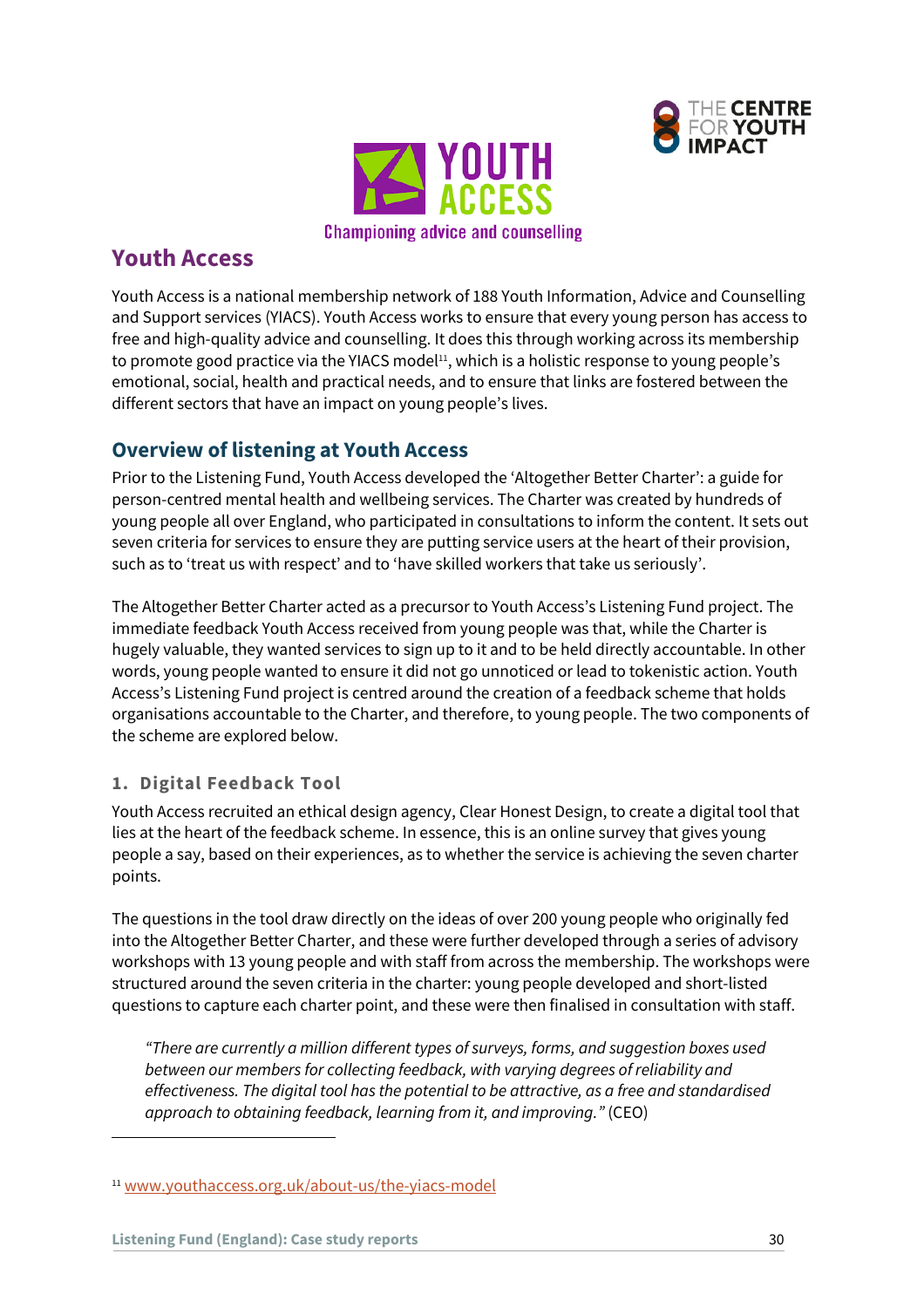## Youth Access

Youth Access is a national membership network of 188 Youth Information, Advice and Counselling and Support services (YIACS). Youth Access works to ensure that every young person has access to free and high-quality advice and counselling. It does this through working across its membership to promote good practice via the YIACS model[11], which is a holistic response to young people's emotional, social, health and practical needs, and to ensure that links are fostered between the different sectors that have an impact on young people's lives.

### Overview of listening at Youth Access

Prior to the Listening Fund, Youth Access developed the 'Altogether Better Charter': a guide for person-centred mental health and wellbeing services. The Charter was created by hundreds of young people all over England, who participated in consultations to inform the content. It sets out seven criteria for services to ensure they are putting service users at the heart of their provision, such as to 'treat us with respect' and to 'have skilled workers that take us seriously'.

The Altogether Better Charter acted as a precursor to Youth Access's Listening Fund project. The immediate feedback Youth Access received from young people was that, while the Charter is hugely valuable, they wanted services to sign up to it and to be held directly accountable. In other words, young people wanted to ensure it did not go unnoticed or lead to tokenistic action. Youth Access's Listening Fund project is centred around the creation of a feedback scheme that holds organisations accountable to the Charter, and therefore, to young people. The two components of the scheme are explored below.

#### 1. Digital Feedback Tool

Youth Access recruited an ethical design agency, Clear Honest Design, to create a digital tool that lies at the heart of the feedback scheme. In essence, this is an online survey that gives young people a say, based on their experiences, as to whether the service is achieving the seven charter points.

The questions in the tool draw directly on the ideas of over 200 young people who originally fed into the Altogether Better Charter, and these were further developed through a series of advisory workshops with 13 young people and with staff from across the membership. The workshops were structured around the seven criteria in the charter: young people developed and short-listed questions to capture each charter point, and these were then finalised in consultation with staff.

> *"There are currently a million different types of surveys, forms, and suggestion boxes used between our members for collecting feedback, with varying degrees of reliability and effectiveness. The digital tool has the potential to be attractive, as a free and standardised approach to obtaining feedback, learning from it, and improving."* (CEO)

---

[11] www.youthaccess.org.uk/about-us/the-yiacs-model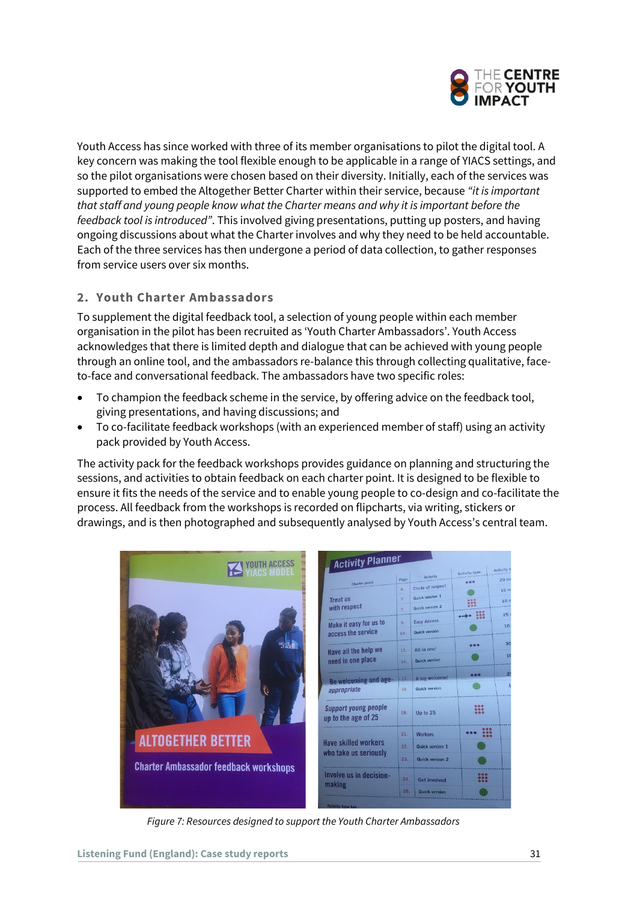Youth Access has since worked with three of its member organisations to pilot the digital tool. A key concern was making the tool flexible enough to be applicable in a range of YIACS settings, and so the pilot organisations were chosen based on their diversity. Initially, each of the services was supported to embed the Altogether Better Charter within their service, because *"it is important that staff and young people know what the Charter means and why it is important before the feedback tool is introduced"*. This involved giving presentations, putting up posters, and having ongoing discussions about what the Charter involves and why they need to be held accountable. Each of the three services has then undergone a period of data collection, to gather responses from service users over six months.

## 2. Youth Charter Ambassadors

To supplement the digital feedback tool, a selection of young people within each member organisation in the pilot has been recruited as 'Youth Charter Ambassadors'. Youth Access acknowledges that there is limited depth and dialogue that can be achieved with young people through an online tool, and the ambassadors re-balance this through collecting qualitative, face-to-face and conversational feedback. The ambassadors have two specific roles:

- To champion the feedback scheme in the service, by offering advice on the feedback tool, giving presentations, and having discussions; and
- To co-facilitate feedback workshops (with an experienced member of staff) using an activity pack provided by Youth Access.

The activity pack for the feedback workshops provides guidance on planning and structuring the sessions, and activities to obtain feedback on each charter point. It is designed to be flexible to ensure it fits the needs of the service and to enable young people to co-design and co-facilitate the process. All feedback from the workshops is recorded on flipcharts, via writing, stickers or drawings, and is then photographed and subsequently analysed by Youth Access's central team.

*Figure 7: Resources designed to support the Youth Charter Ambassadors*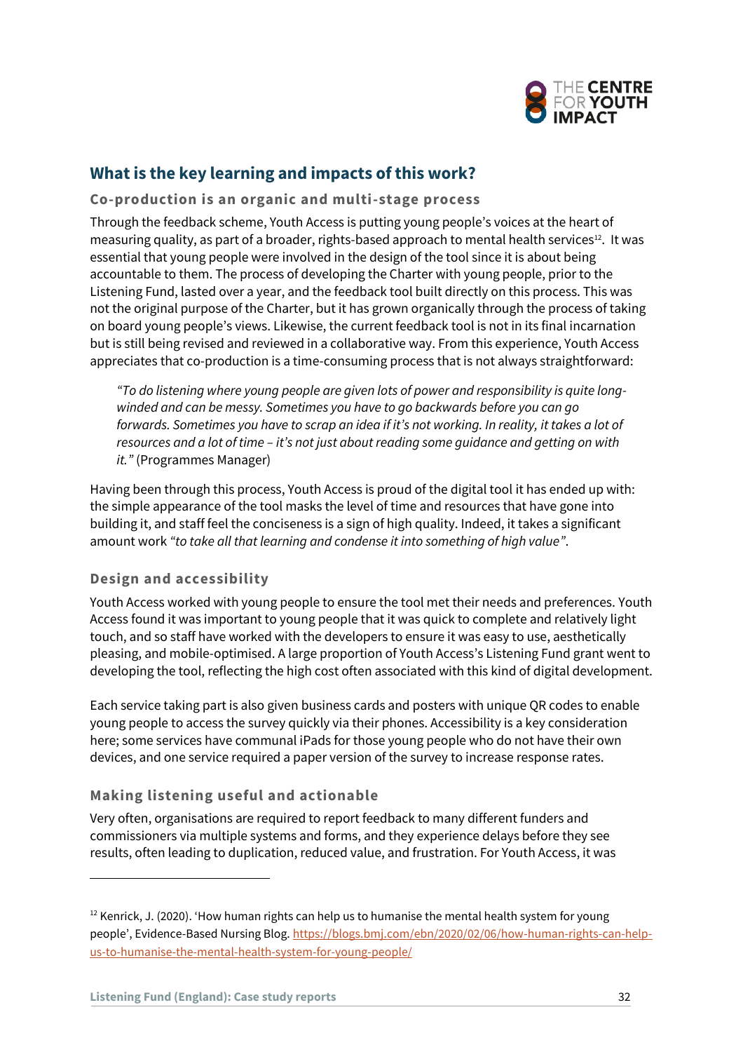## What is the key learning and impacts of this work?

### Co-production is an organic and multi-stage process

Through the feedback scheme, Youth Access is putting young people's voices at the heart of measuring quality, as part of a broader, rights-based approach to mental health services[12]. It was essential that young people were involved in the design of the tool since it is about being accountable to them. The process of developing the Charter with young people, prior to the Listening Fund, lasted over a year, and the feedback tool built directly on this process. This was not the original purpose of the Charter, but it has grown organically through the process of taking on board young people's views. Likewise, the current feedback tool is not in its final incarnation but is still being revised and reviewed in a collaborative way. From this experience, Youth Access appreciates that co-production is a time-consuming process that is not always straightforward:

> *"To do listening where young people are given lots of power and responsibility is quite long-winded and can be messy. Sometimes you have to go backwards before you can go forwards. Sometimes you have to scrap an idea if it's not working. In reality, it takes a lot of resources and a lot of time – it's not just about reading some guidance and getting on with it."* (Programmes Manager)

Having been through this process, Youth Access is proud of the digital tool it has ended up with: the simple appearance of the tool masks the level of time and resources that have gone into building it, and staff feel the conciseness is a sign of high quality. Indeed, it takes a significant amount work *"to take all that learning and condense it into something of high value"*.

### Design and accessibility

Youth Access worked with young people to ensure the tool met their needs and preferences. Youth Access found it was important to young people that it was quick to complete and relatively light touch, and so staff have worked with the developers to ensure it was easy to use, aesthetically pleasing, and mobile-optimised. A large proportion of Youth Access's Listening Fund grant went to developing the tool, reflecting the high cost often associated with this kind of digital development.

Each service taking part is also given business cards and posters with unique QR codes to enable young people to access the survey quickly via their phones. Accessibility is a key consideration here; some services have communal iPads for those young people who do not have their own devices, and one service required a paper version of the survey to increase response rates.

### Making listening useful and actionable

Very often, organisations are required to report feedback to many different funders and commissioners via multiple systems and forms, and they experience delays before they see results, often leading to duplication, reduced value, and frustration. For Youth Access, it was

---

[12] Kenrick, J. (2020). 'How human rights can help us to humanise the mental health system for young people', Evidence-Based Nursing Blog. https://blogs.bmj.com/ebn/2020/02/06/how-human-rights-can-help-us-to-humanise-the-mental-health-system-for-young-people/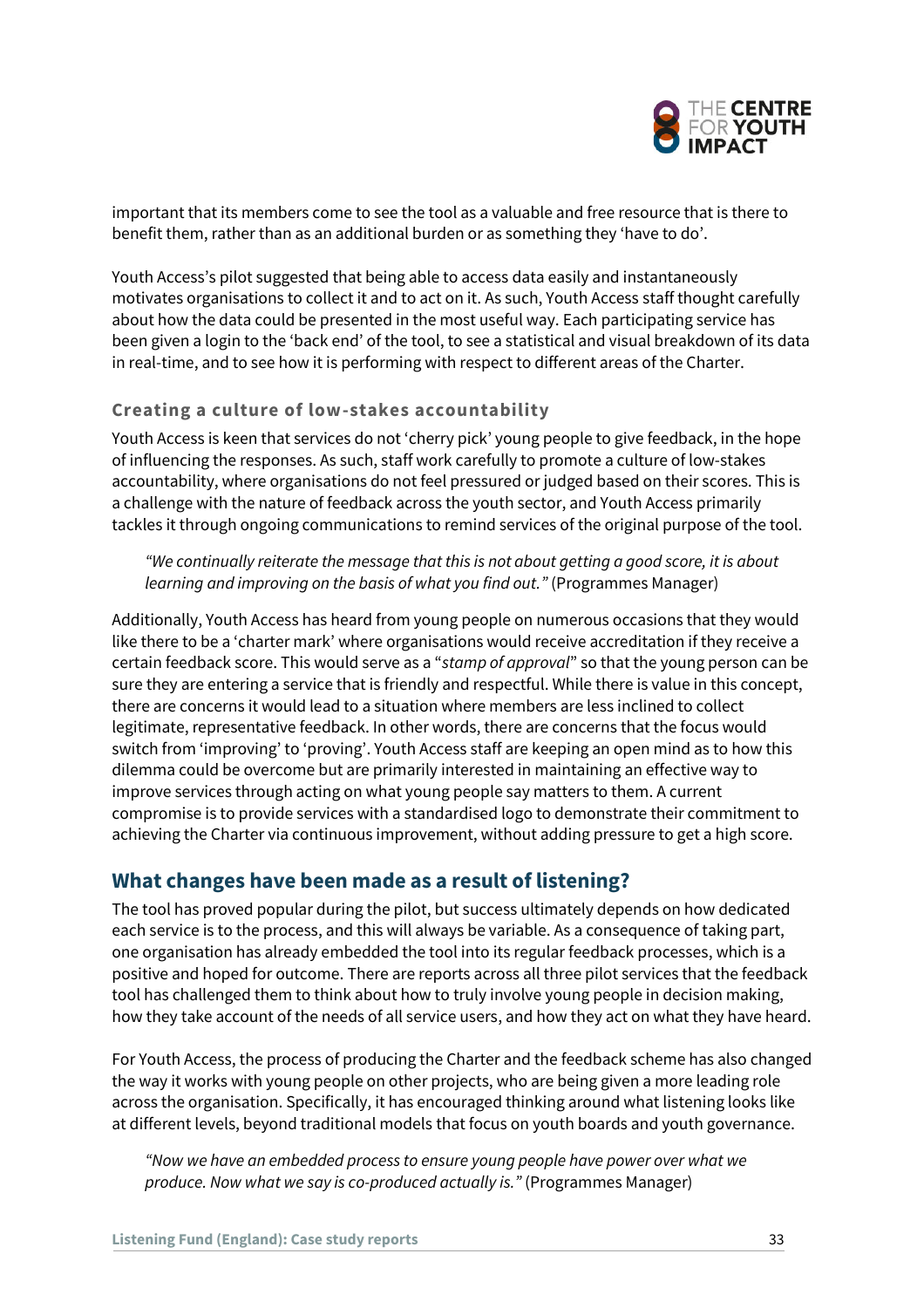important that its members come to see the tool as a valuable and free resource that is there to benefit them, rather than as an additional burden or as something they 'have to do'.

Youth Access's pilot suggested that being able to access data easily and instantaneously motivates organisations to collect it and to act on it. As such, Youth Access staff thought carefully about how the data could be presented in the most useful way. Each participating service has been given a login to the 'back end' of the tool, to see a statistical and visual breakdown of its data in real-time, and to see how it is performing with respect to different areas of the Charter.

### Creating a culture of low-stakes accountability

Youth Access is keen that services do not 'cherry pick' young people to give feedback, in the hope of influencing the responses. As such, staff work carefully to promote a culture of low-stakes accountability, where organisations do not feel pressured or judged based on their scores. This is a challenge with the nature of feedback across the youth sector, and Youth Access primarily tackles it through ongoing communications to remind services of the original purpose of the tool.

> *"We continually reiterate the message that this is not about getting a good score, it is about learning and improving on the basis of what you find out."* (Programmes Manager)

Additionally, Youth Access has heard from young people on numerous occasions that they would like there to be a 'charter mark' where organisations would receive accreditation if they receive a certain feedback score. This would serve as a "*stamp of approval*" so that the young person can be sure they are entering a service that is friendly and respectful. While there is value in this concept, there are concerns it would lead to a situation where members are less inclined to collect legitimate, representative feedback. In other words, there are concerns that the focus would switch from 'improving' to 'proving'. Youth Access staff are keeping an open mind as to how this dilemma could be overcome but are primarily interested in maintaining an effective way to improve services through acting on what young people say matters to them. A current compromise is to provide services with a standardised logo to demonstrate their commitment to achieving the Charter via continuous improvement, without adding pressure to get a high score.

## What changes have been made as a result of listening?

The tool has proved popular during the pilot, but success ultimately depends on how dedicated each service is to the process, and this will always be variable. As a consequence of taking part, one organisation has already embedded the tool into its regular feedback processes, which is a positive and hoped for outcome. There are reports across all three pilot services that the feedback tool has challenged them to think about how to truly involve young people in decision making, how they take account of the needs of all service users, and how they act on what they have heard.

For Youth Access, the process of producing the Charter and the feedback scheme has also changed the way it works with young people on other projects, who are being given a more leading role across the organisation. Specifically, it has encouraged thinking around what listening looks like at different levels, beyond traditional models that focus on youth boards and youth governance.

> *"Now we have an embedded process to ensure young people have power over what we produce. Now what we say is co-produced actually is."* (Programmes Manager)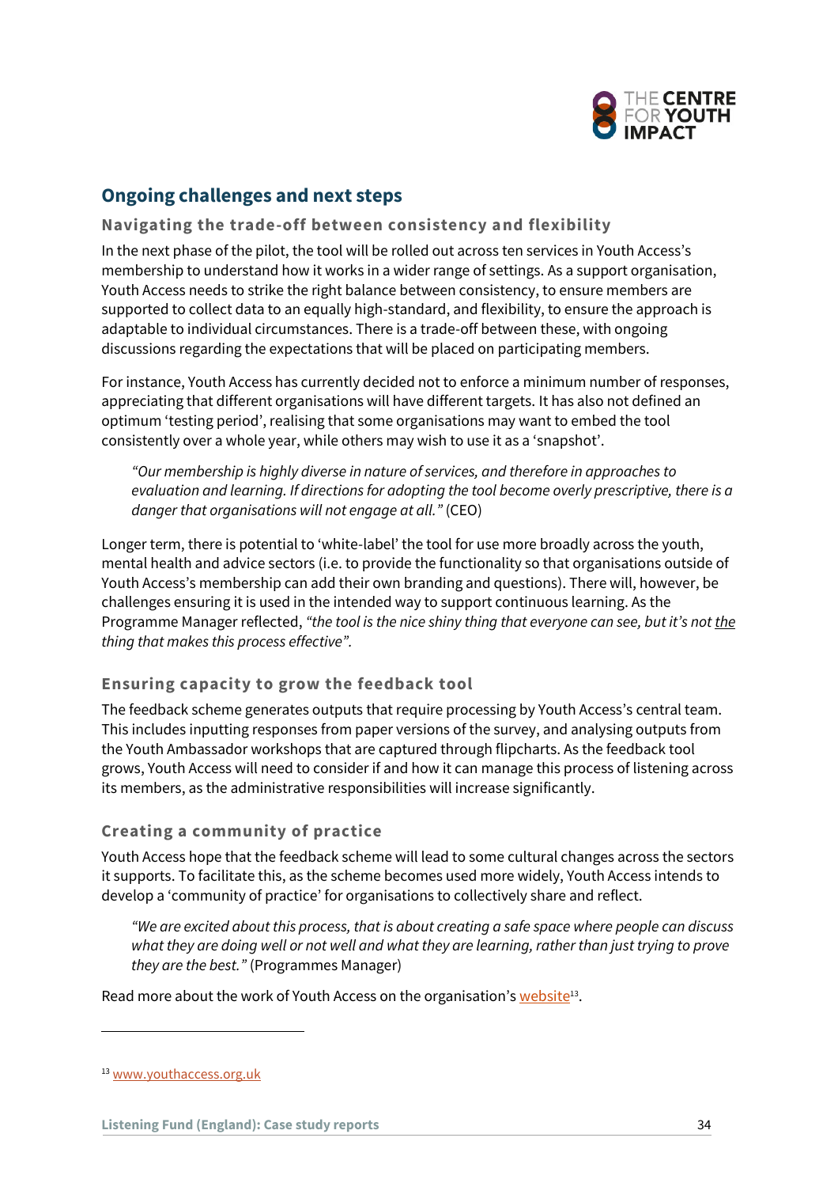## Ongoing challenges and next steps

### Navigating the trade-off between consistency and flexibility

In the next phase of the pilot, the tool will be rolled out across ten services in Youth Access's membership to understand how it works in a wider range of settings. As a support organisation, Youth Access needs to strike the right balance between consistency, to ensure members are supported to collect data to an equally high-standard, and flexibility, to ensure the approach is adaptable to individual circumstances. There is a trade-off between these, with ongoing discussions regarding the expectations that will be placed on participating members.

For instance, Youth Access has currently decided not to enforce a minimum number of responses, appreciating that different organisations will have different targets. It has also not defined an optimum 'testing period', realising that some organisations may want to embed the tool consistently over a whole year, while others may wish to use it as a 'snapshot'.

> *"Our membership is highly diverse in nature of services, and therefore in approaches to evaluation and learning. If directions for adopting the tool become overly prescriptive, there is a danger that organisations will not engage at all."* (CEO)

Longer term, there is potential to 'white-label' the tool for use more broadly across the youth, mental health and advice sectors (i.e. to provide the functionality so that organisations outside of Youth Access's membership can add their own branding and questions). There will, however, be challenges ensuring it is used in the intended way to support continuous learning. As the Programme Manager reflected, *"the tool is the nice shiny thing that everyone can see, but it's not the thing that makes this process effective".*

### Ensuring capacity to grow the feedback tool

The feedback scheme generates outputs that require processing by Youth Access's central team. This includes inputting responses from paper versions of the survey, and analysing outputs from the Youth Ambassador workshops that are captured through flipcharts. As the feedback tool grows, Youth Access will need to consider if and how it can manage this process of listening across its members, as the administrative responsibilities will increase significantly.

### Creating a community of practice

Youth Access hope that the feedback scheme will lead to some cultural changes across the sectors it supports. To facilitate this, as the scheme becomes used more widely, Youth Access intends to develop a 'community of practice' for organisations to collectively share and reflect.

> *"We are excited about this process, that is about creating a safe space where people can discuss what they are doing well or not well and what they are learning, rather than just trying to prove they are the best."* (Programmes Manager)

Read more about the work of Youth Access on the organisation's website[13].

---

[13] www.youthaccess.org.uk